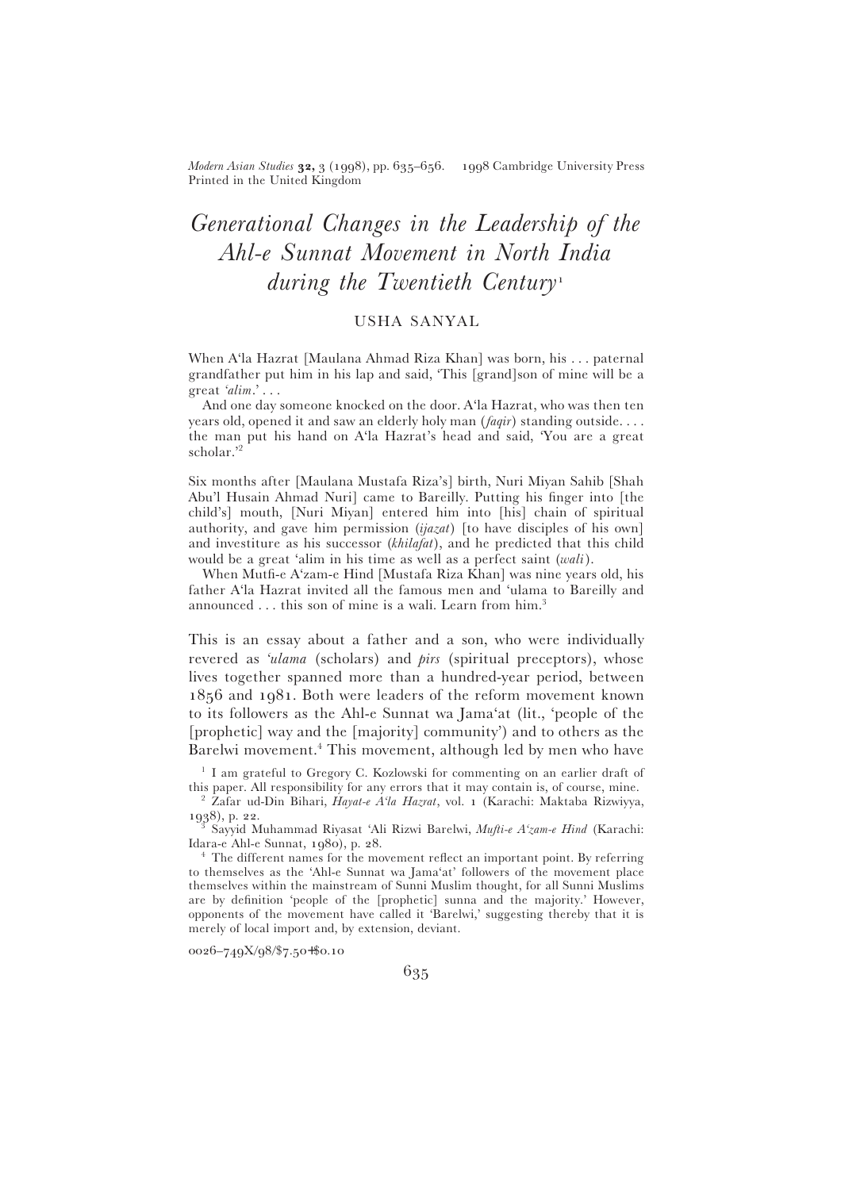# Generational Changes in the Leadership of the Ahl-e Sunnat Movement in North India during the Twentieth Century[1]

USHA SANYAL

When A'la Hazrat [Maulana Ahmad Riza Khan] was born, his . . . paternal grandfather put him in his lap and said, 'This [grand]son of mine will be a great *'alim*.' . . .

And one day someone knocked on the door. A'la Hazrat, who was then ten years old, opened it and saw an elderly holy man (*faqir*) standing outside. . . . the man put his hand on A'la Hazrat's head and said, 'You are a great scholar.'[2]

Six months after [Maulana Mustafa Riza's] birth, Nuri Miyan Sahib [Shah Abu'l Husain Ahmad Nuri] came to Bareilly. Putting his finger into [the child's] mouth, [Nuri Miyan] entered him into [his] chain of spiritual authority, and gave him permission (*ijazat*) [to have disciples of his own] and investiture as his successor (*khilafat*), and he predicted that this child would be a great 'alim in his time as well as a perfect saint (*wali*).

When Mutfi-e A'zam-e Hind [Mustafa Riza Khan] was nine years old, his father A'la Hazrat invited all the famous men and 'ulama to Bareilly and announced . . . this son of mine is a wali. Learn from him.[3]

This is an essay about a father and a son, who were individually revered as *'ulama* (scholars) and *pirs* (spiritual preceptors), whose lives together spanned more than a hundred-year period, between 1856 and 1981. Both were leaders of the reform movement known to its followers as the Ahl-e Sunnat wa Jama'at (lit., 'people of the [prophetic] way and the [majority] community') and to others as the Barelwi movement.[4] This movement, although led by men who have

[1] I am grateful to Gregory C. Kozlowski for commenting on an earlier draft of this paper. All responsibility for any errors that it may contain is, of course, mine.

[2] Zafar ud-Din Bihari, *Hayat-e A'la Hazrat*, vol. 1 (Karachi: Maktaba Rizwiyya, 1938), p. 22.

[3] Sayyid Muhammad Riyasat 'Ali Rizwi Barelwi, *Mufti-e A'zam-e Hind* (Karachi: Idara-e Ahl-e Sunnat, 1980), p. 28.

[4] The different names for the movement reflect an important point. By referring to themselves as the 'Ahl-e Sunnat wa Jama'at' followers of the movement place themselves within the mainstream of Sunni Muslim thought, for all Sunni Muslims are by definition 'people of the [prophetic] sunna and the majority.' However, opponents of the movement have called it 'Barelwi,' suggesting thereby that it is merely of local import and, by extension, deviant.

0026–749X/98/$7.50+$0.10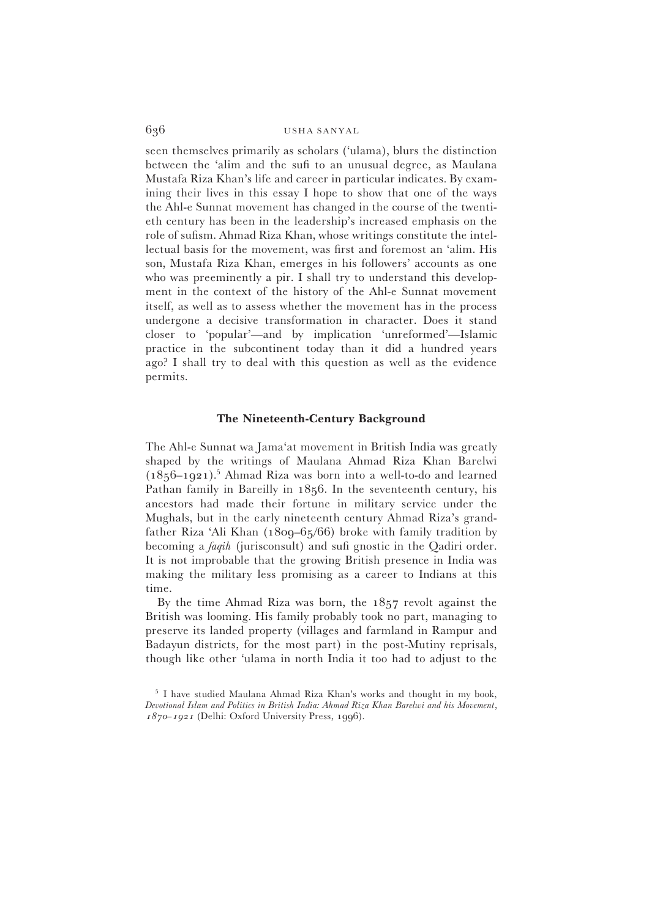seen themselves primarily as scholars ('ulama), blurs the distinction between the 'alim and the sufi to an unusual degree, as Maulana Mustafa Riza Khan's life and career in particular indicates. By examining their lives in this essay I hope to show that one of the ways the Ahl-e Sunnat movement has changed in the course of the twentieth century has been in the leadership's increased emphasis on the role of sufism. Ahmad Riza Khan, whose writings constitute the intellectual basis for the movement, was first and foremost an 'alim. His son, Mustafa Riza Khan, emerges in his followers' accounts as one who was preeminently a pir. I shall try to understand this development in the context of the history of the Ahl-e Sunnat movement itself, as well as to assess whether the movement has in the process undergone a decisive transformation in character. Does it stand closer to 'popular'—and by implication 'unreformed'—Islamic practice in the subcontinent today than it did a hundred years ago? I shall try to deal with this question as well as the evidence permits.

## The Nineteenth-Century Background

The Ahl-e Sunnat wa Jama'at movement in British India was greatly shaped by the writings of Maulana Ahmad Riza Khan Barelwi (1856–1921).[5] Ahmad Riza was born into a well-to-do and learned Pathan family in Bareilly in 1856. In the seventeenth century, his ancestors had made their fortune in military service under the Mughals, but in the early nineteenth century Ahmad Riza's grandfather Riza 'Ali Khan (1809–65/66) broke with family tradition by becoming a *faqih* (jurisconsult) and sufi gnostic in the Qadiri order. It is not improbable that the growing British presence in India was making the military less promising as a career to Indians at this time.

By the time Ahmad Riza was born, the 1857 revolt against the British was looming. His family probably took no part, managing to preserve its landed property (villages and farmland in Rampur and Badayun districts, for the most part) in the post-Mutiny reprisals, though like other 'ulama in north India it too had to adjust to the

[5] I have studied Maulana Ahmad Riza Khan's works and thought in my book, *Devotional Islam and Politics in British India: Ahmad Riza Khan Barelwi and his Movement, 1870–1921* (Delhi: Oxford University Press, 1996).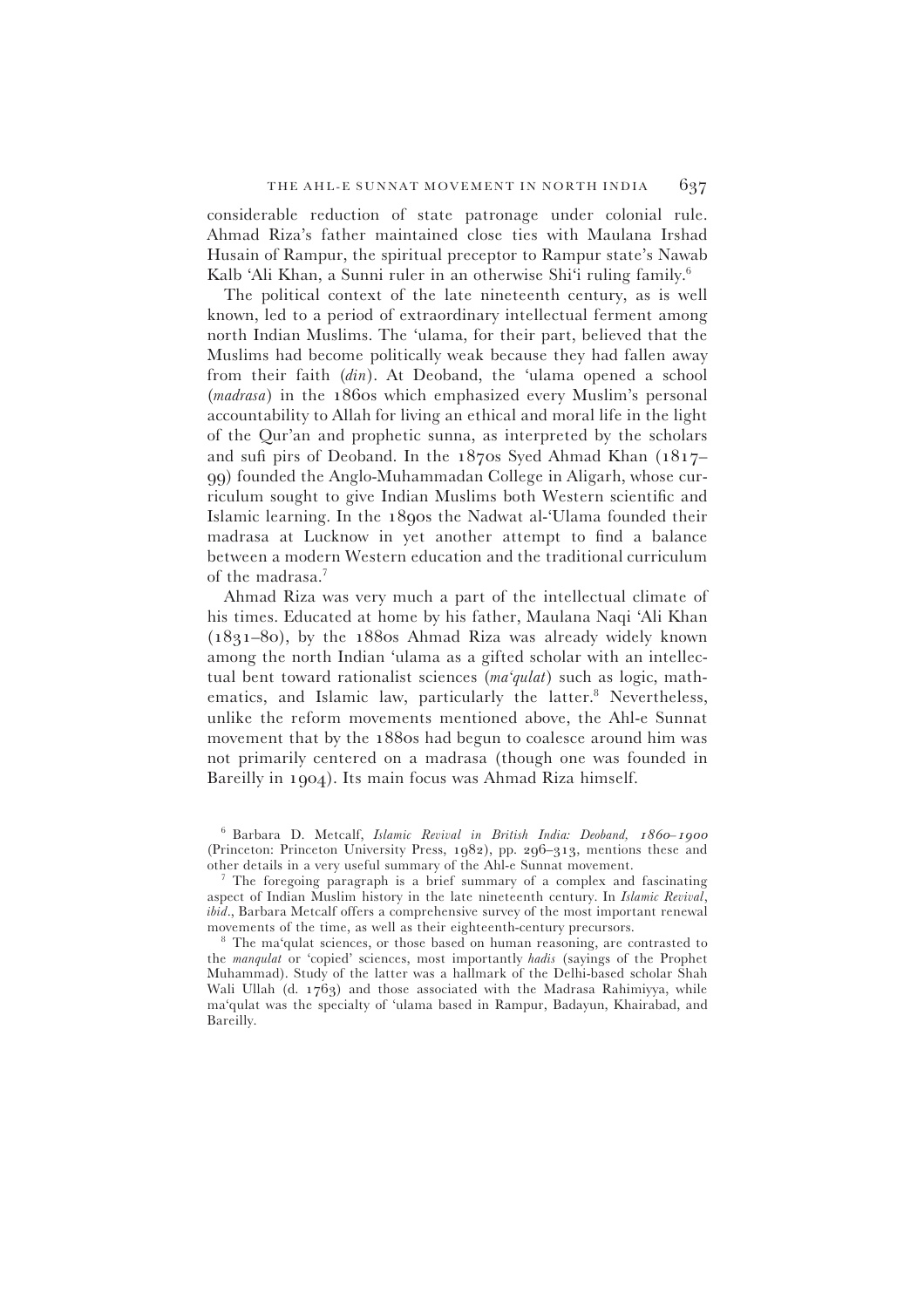considerable reduction of state patronage under colonial rule. Ahmad Riza's father maintained close ties with Maulana Irshad Husain of Rampur, the spiritual preceptor to Rampur state's Nawab Kalb 'Ali Khan, a Sunni ruler in an otherwise Shi'i ruling family.[6]

The political context of the late nineteenth century, as is well known, led to a period of extraordinary intellectual ferment among north Indian Muslims. The 'ulama, for their part, believed that the Muslims had become politically weak because they had fallen away from their faith (*din*). At Deoband, the 'ulama opened a school (*madrasa*) in the 1860s which emphasized every Muslim's personal accountability to Allah for living an ethical and moral life in the light of the Qur'an and prophetic sunna, as interpreted by the scholars and sufi pirs of Deoband. In the 1870s Syed Ahmad Khan (1817–99) founded the Anglo-Muhammadan College in Aligarh, whose curriculum sought to give Indian Muslims both Western scientific and Islamic learning. In the 1890s the Nadwat al-'Ulama founded their madrasa at Lucknow in yet another attempt to find a balance between a modern Western education and the traditional curriculum of the madrasa.[7]

Ahmad Riza was very much a part of the intellectual climate of his times. Educated at home by his father, Maulana Naqi 'Ali Khan (1831–80), by the 1880s Ahmad Riza was already widely known among the north Indian 'ulama as a gifted scholar with an intellectual bent toward rationalist sciences (*ma'qulat*) such as logic, mathematics, and Islamic law, particularly the latter.[8] Nevertheless, unlike the reform movements mentioned above, the Ahl-e Sunnat movement that by the 1880s had begun to coalesce around him was not primarily centered on a madrasa (though one was founded in Bareilly in 1904). Its main focus was Ahmad Riza himself.

[6] Barbara D. Metcalf, *Islamic Revival in British India: Deoband, 1860–1900* (Princeton: Princeton University Press, 1982), pp. 296–313, mentions these and other details in a very useful summary of the Ahl-e Sunnat movement.

[7] The foregoing paragraph is a brief summary of a complex and fascinating aspect of Indian Muslim history in the late nineteenth century. In *Islamic Revival*, *ibid*., Barbara Metcalf offers a comprehensive survey of the most important renewal movements of the time, as well as their eighteenth-century precursors.

[8] The ma'qulat sciences, or those based on human reasoning, are contrasted to the *manqulat* or 'copied' sciences, most importantly *hadis* (sayings of the Prophet Muhammad). Study of the latter was a hallmark of the Delhi-based scholar Shah Wali Ullah (d. 1763) and those associated with the Madrasa Rahimiyya, while ma'qulat was the specialty of 'ulama based in Rampur, Badayun, Khairabad, and Bareilly.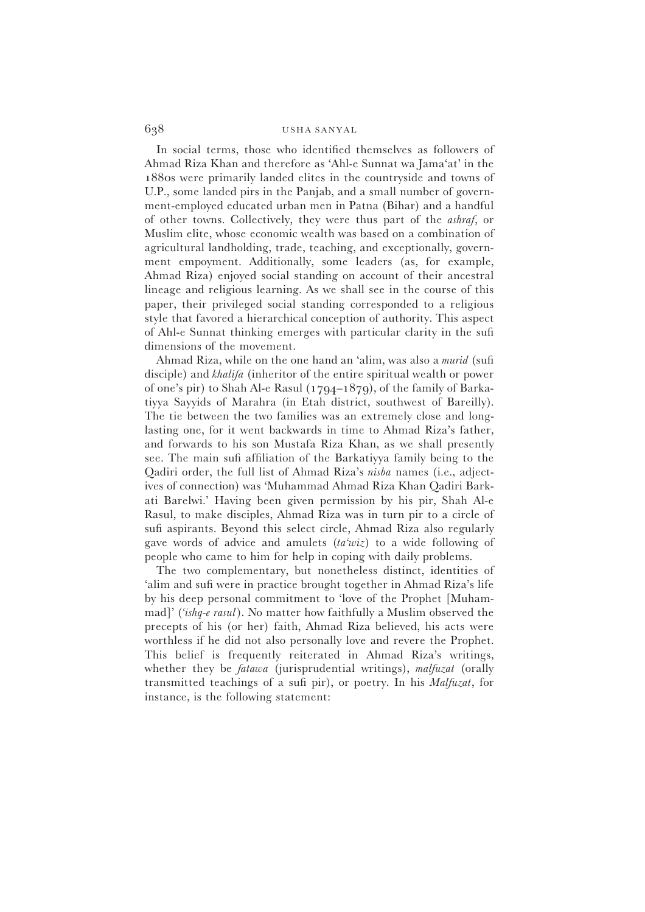In social terms, those who identified themselves as followers of Ahmad Riza Khan and therefore as 'Ahl-e Sunnat wa Jama'at' in the 1880s were primarily landed elites in the countryside and towns of U.P., some landed pirs in the Panjab, and a small number of government-employed educated urban men in Patna (Bihar) and a handful of other towns. Collectively, they were thus part of the *ashraf*, or Muslim elite, whose economic wealth was based on a combination of agricultural landholding, trade, teaching, and exceptionally, government empoyment. Additionally, some leaders (as, for example, Ahmad Riza) enjoyed social standing on account of their ancestral lineage and religious learning. As we shall see in the course of this paper, their privileged social standing corresponded to a religious style that favored a hierarchical conception of authority. This aspect of Ahl-e Sunnat thinking emerges with particular clarity in the sufi dimensions of the movement.

Ahmad Riza, while on the one hand an 'alim, was also a *murid* (sufi disciple) and *khalifa* (inheritor of the entire spiritual wealth or power of one's pir) to Shah Al-e Rasul (1794–1879), of the family of Barkatiyya Sayyids of Marahra (in Etah district, southwest of Bareilly). The tie between the two families was an extremely close and long-lasting one, for it went backwards in time to Ahmad Riza's father, and forwards to his son Mustafa Riza Khan, as we shall presently see. The main sufi affiliation of the Barkatiyya family being to the Qadiri order, the full list of Ahmad Riza's *nisba* names (i.e., adjectives of connection) was 'Muhammad Ahmad Riza Khan Qadiri Barkati Barelwi.' Having been given permission by his pir, Shah Al-e Rasul, to make disciples, Ahmad Riza was in turn pir to a circle of sufi aspirants. Beyond this select circle, Ahmad Riza also regularly gave words of advice and amulets (*ta'wiz*) to a wide following of people who came to him for help in coping with daily problems.

The two complementary, but nonetheless distinct, identities of 'alim and sufi were in practice brought together in Ahmad Riza's life by his deep personal commitment to 'love of the Prophet [Muhammad]' (*'ishq-e rasul*). No matter how faithfully a Muslim observed the precepts of his (or her) faith, Ahmad Riza believed, his acts were worthless if he did not also personally love and revere the Prophet. This belief is frequently reiterated in Ahmad Riza's writings, whether they be *fatawa* (jurisprudential writings), *malfuzat* (orally transmitted teachings of a sufi pir), or poetry. In his *Malfuzat*, for instance, is the following statement: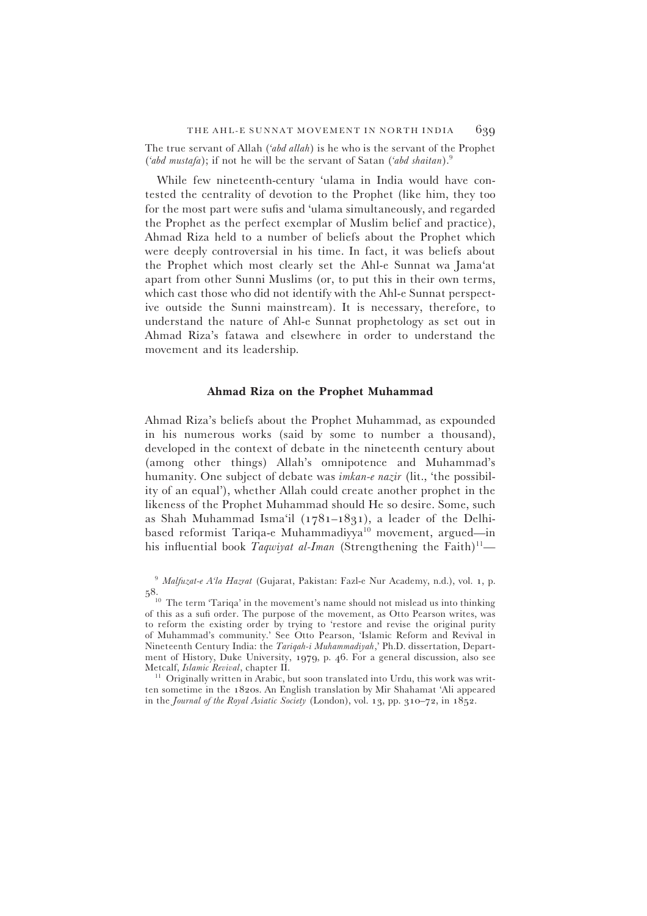The true servant of Allah (*'abd allah*) is he who is the servant of the Prophet (*'abd mustafa*); if not he will be the servant of Satan (*'abd shaitan*).[9]

While few nineteenth-century 'ulama in India would have contested the centrality of devotion to the Prophet (like him, they too for the most part were sufis and 'ulama simultaneously, and regarded the Prophet as the perfect exemplar of Muslim belief and practice), Ahmad Riza held to a number of beliefs about the Prophet which were deeply controversial in his time. In fact, it was beliefs about the Prophet which most clearly set the Ahl-e Sunnat wa Jama'at apart from other Sunni Muslims (or, to put this in their own terms, which cast those who did not identify with the Ahl-e Sunnat perspective outside the Sunni mainstream). It is necessary, therefore, to understand the nature of Ahl-e Sunnat prophetology as set out in Ahmad Riza's fatawa and elsewhere in order to understand the movement and its leadership.

## Ahmad Riza on the Prophet Muhammad

Ahmad Riza's beliefs about the Prophet Muhammad, as expounded in his numerous works (said by some to number a thousand), developed in the context of debate in the nineteenth century about (among other things) Allah's omnipotence and Muhammad's humanity. One subject of debate was *imkan-e nazir* (lit., 'the possibility of an equal'), whether Allah could create another prophet in the likeness of the Prophet Muhammad should He so desire. Some, such as Shah Muhammad Isma'il (1781–1831), a leader of the Delhi-based reformist Tariqa-e Muhammadiyya[10] movement, argued—in his influential book *Taqwiyat al-Iman* (Strengthening the Faith)[11]—

---

[9] *Malfuzat-e A'la Hazrat* (Gujarat, Pakistan: Fazl-e Nur Academy, n.d.), vol. 1, p. 58.

[10] The term 'Tariqa' in the movement's name should not mislead us into thinking of this as a sufi order. The purpose of the movement, as Otto Pearson writes, was to reform the existing order by trying to 'restore and revise the original purity of Muhammad's community.' See Otto Pearson, 'Islamic Reform and Revival in Nineteenth Century India: the *Tariqah-i Muhammadiyah*,' Ph.D. dissertation, Department of History, Duke University, 1979, p. 46. For a general discussion, also see Metcalf, *Islamic Revival*, chapter II.

[11] Originally written in Arabic, but soon translated into Urdu, this work was written sometime in the 1820s. An English translation by Mir Shahamat 'Ali appeared in the *Journal of the Royal Asiatic Society* (London), vol. 13, pp. 310–72, in 1852.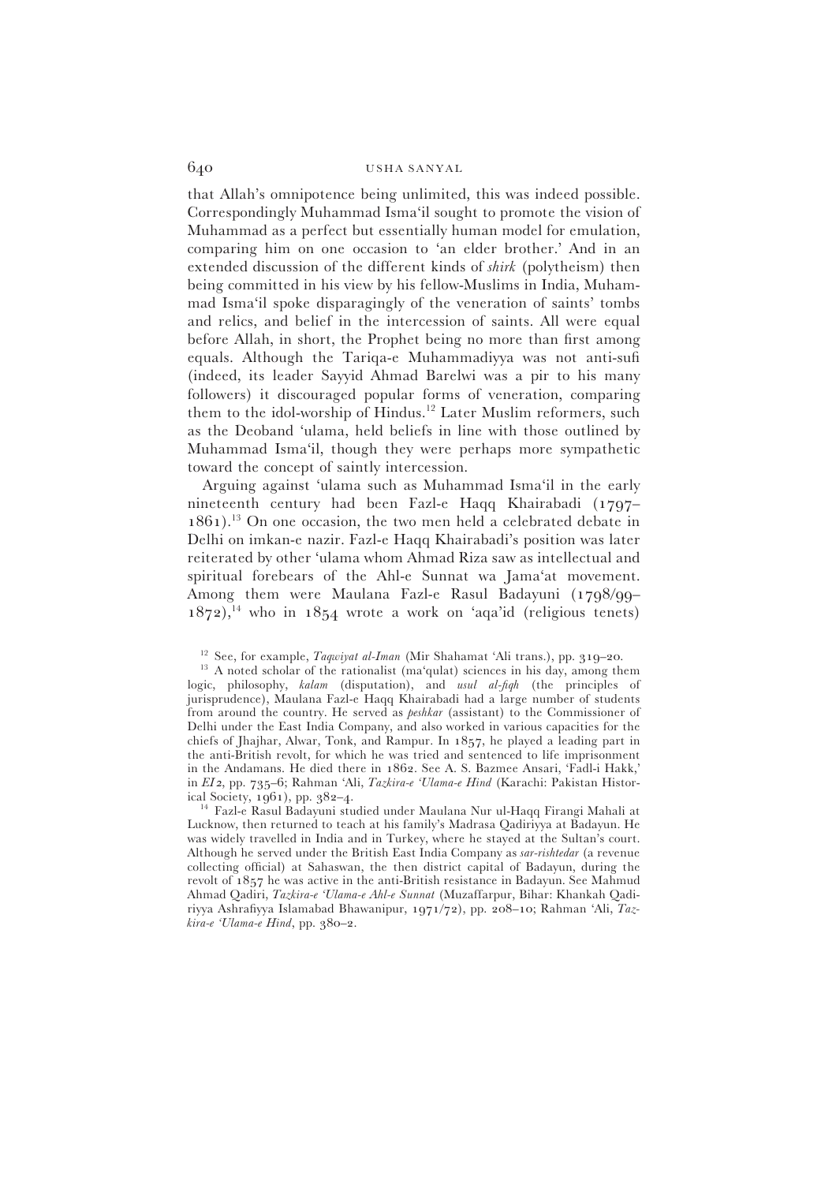that Allah's omnipotence being unlimited, this was indeed possible. Correspondingly Muhammad Isma'il sought to promote the vision of Muhammad as a perfect but essentially human model for emulation, comparing him on one occasion to 'an elder brother.' And in an extended discussion of the different kinds of *shirk* (polytheism) then being committed in his view by his fellow-Muslims in India, Muhammad Isma'il spoke disparagingly of the veneration of saints' tombs and relics, and belief in the intercession of saints. All were equal before Allah, in short, the Prophet being no more than first among equals. Although the Tariqa-e Muhammadiyya was not anti-sufi (indeed, its leader Sayyid Ahmad Barelwi was a pir to his many followers) it discouraged popular forms of veneration, comparing them to the idol-worship of Hindus.[12] Later Muslim reformers, such as the Deoband 'ulama, held beliefs in line with those outlined by Muhammad Isma'il, though they were perhaps more sympathetic toward the concept of saintly intercession.

Arguing against 'ulama such as Muhammad Isma'il in the early nineteenth century had been Fazl-e Haqq Khairabadi (1797–1861).[13] On one occasion, the two men held a celebrated debate in Delhi on imkan-e nazir. Fazl-e Haqq Khairabadi's position was later reiterated by other 'ulama whom Ahmad Riza saw as intellectual and spiritual forebeares of the Ahl-e Sunnat wa Jama'at movement. Among them were Maulana Fazl-e Rasul Badayuni (1798/99–1872),[14] who in 1854 wrote a work on 'aqa'id (religious tenets)

[12] See, for example, *Taqwiyat al-Iman* (Mir Shahamat 'Ali trans.), pp. 319–20.

[13] A noted scholar of the rationalist (ma'qulat) sciences in his day, among them logic, philosophy, *kalam* (disputation), and *usul al-fiqh* (the principles of jurisprudence), Maulana Fazl-e Haqq Khairabadi had a large number of students from around the country. He served as *peshkar* (assistant) to the Commissioner of Delhi under the East India Company, and also worked in various capacities for the chiefs of Jhajhar, Alwar, Tonk, and Rampur. In 1857, he played a leading part in the anti-British revolt, for which he was tried and sentenced to life imprisonment in the Andamans. He died there in 1862. See A. S. Bazmee Ansari, 'Fadl-i Hakk,' in *EI2*, pp. 735–6; Rahman 'Ali, *Tazkira-e 'Ulama-e Hind* (Karachi: Pakistan Historical Society, 1961), pp. 382–4.

[14] Fazl-e Rasul Badayuni studied under Maulana Nur ul-Haqq Firangi Mahali at Lucknow, then returned to teach at his family's Madrasa Qadiriyya at Badayun. He was widely travelled in India and in Turkey, where he stayed at the Sultan's court. Although he served under the British East India Company as *sar-rishtedar* (a revenue collecting official) at Sahaswan, the then district capital of Badayun, during the revolt of 1857 he was active in the anti-British resistance in Badayun. See Mahmud Ahmad Qadiri, *Tazkira-e 'Ulama-e Ahl-e Sunnat* (Muzaffarpur, Bihar: Khankah Qadiriyya Ashrafiyya Islamabad Bhawanipur, 1971/72), pp. 208–10; Rahman 'Ali, *Tazkira-e 'Ulama-e Hind*, pp. 380–2.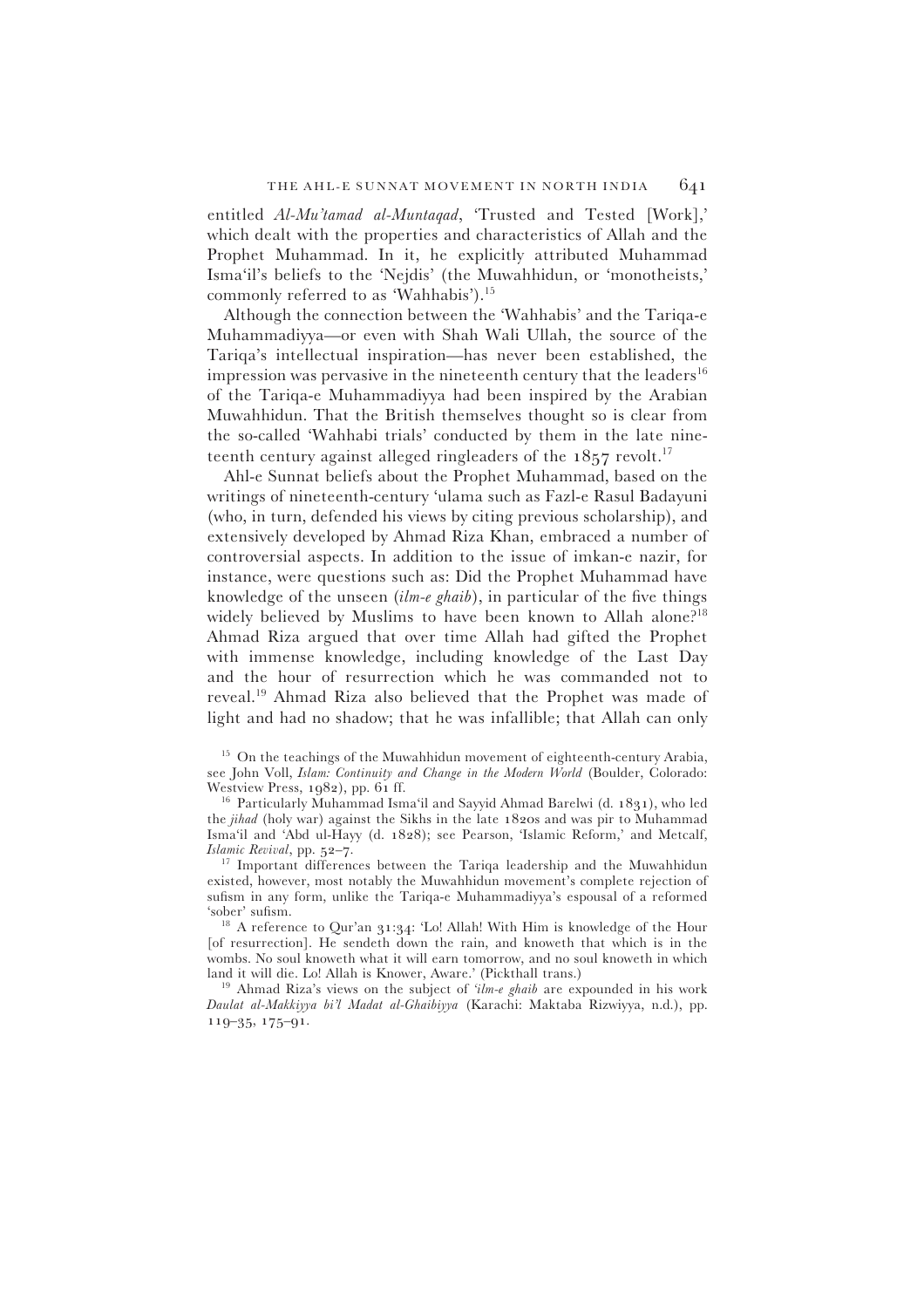entitled *Al-Mu'tamad al-Muntaqad*, 'Trusted and Tested [Work],' which dealt with the properties and characteristics of Allah and the Prophet Muhammad. In it, he explicitly attributed Muhammad Isma'il's beliefs to the 'Nejdis' (the Muwahhidun, or 'monotheists,' commonly referred to as 'Wahhabis').[15]

Although the connection between the 'Wahhabis' and the Tariqa-e Muhammadiyya—or even with Shah Wali Ullah, the source of the Tariqa's intellectual inspiration—has never been established, the impression was pervasive in the nineteenth century that the leaders[16] of the Tariqa-e Muhammadiyya had been inspired by the Arabian Muwahhidun. That the British themselves thought so is clear from the so-called 'Wahhabi trials' conducted by them in the late nineteenth century against alleged ringleaders of the 1857 revolt.[17]

Ahl-e Sunnat beliefs about the Prophet Muhammad, based on the writings of nineteenth-century 'ulama such as Fazl-e Rasul Badayuni (who, in turn, defended his views by citing previous scholarship), and extensively developed by Ahmad Riza Khan, embraced a number of controversial aspects. In addition to the issue of imkan-e nazir, for instance, were questions such as: Did the Prophet Muhammad have knowledge of the unseen (*ilm-e ghaib*), in particular of the five things widely believed by Muslims to have been known to Allah alone?[18] Ahmad Riza argued that over time Allah had gifted the Prophet with immense knowledge, including knowledge of the Last Day and the hour of resurrection which he was commanded not to reveal.[19] Ahmad Riza also believed that the Prophet was made of light and had no shadow; that he was infallible; that Allah can only

[15] On the teachings of the Muwahhidun movement of eighteenth-century Arabia, see John Voll, *Islam: Continuity and Change in the Modern World* (Boulder, Colorado: Westview Press, 1982), pp. 61 ff.

[16] Particularly Muhammad Isma'il and Sayyid Ahmad Barelwi (d. 1831), who led the *jihad* (holy war) against the Sikhs in the late 1820s and was pir to Muhammad Isma'il and 'Abd ul-Hayy (d. 1828); see Pearson, 'Islamic Reform,' and Metcalf, *Islamic Revival*, pp. 52–7.

[17] Important differences between the Tariqa leadership and the Muwahhidun existed, however, most notably the Muwahhidun movement's complete rejection of sufism in any form, unlike the Tariqa-e Muhammadiyya's espousal of a reformed 'sober' sufism.

[18] A reference to Qur'an 31:34: 'Lo! Allah! With Him is knowledge of the Hour [of resurrection]. He sendeth down the rain, and knoweth that which is in the wombs. No soul knoweth what it will earn tomorrow, and no soul knoweth in which land it will die. Lo! Allah is Knower, Aware.' (Pickthall trans.)

[19] Ahmad Riza's views on the subject of *'ilm-e ghaib* are expounded in his work *Daulat al-Makkiyya bi'l Madat al-Ghaibiyya* (Karachi: Maktaba Rizwiyya, n.d.), pp. 119–35, 175–91.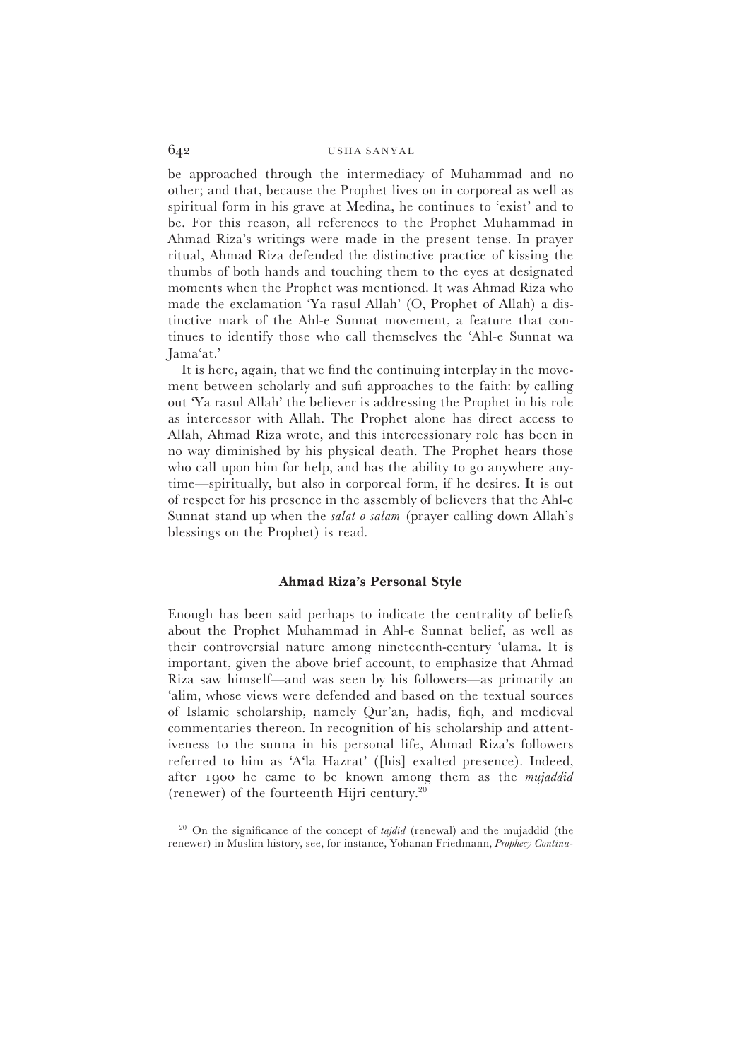be approached through the intermediacy of Muhammad and no other; and that, because the Prophet lives on in corporeal as well as spiritual form in his grave at Medina, he continues to 'exist' and to be. For this reason, all references to the Prophet Muhammad in Ahmad Riza's writings were made in the present tense. In prayer ritual, Ahmad Riza defended the distinctive practice of kissing the thumbs of both hands and touching them to the eyes at designated moments when the Prophet was mentioned. It was Ahmad Riza who made the exclamation 'Ya rasul Allah' (O, Prophet of Allah) a distinctive mark of the Ahl-e Sunnat movement, a feature that continues to identify those who call themselves the 'Ahl-e Sunnat wa Jama'at.'

It is here, again, that we find the continuing interplay in the movement between scholarly and sufi approaches to the faith: by calling out 'Ya rasul Allah' the believer is addressing the Prophet in his role as intercessor with Allah. The Prophet alone has direct access to Allah, Ahmad Riza wrote, and this intercessionary role has been in no way diminished by his physical death. The Prophet hears those who call upon him for help, and has the ability to go anywhere anytime—spiritually, but also in corporeal form, if he desires. It is out of respect for his presence in the assembly of believers that the Ahl-e Sunnat stand up when the *salat o salam* (prayer calling down Allah's blessings on the Prophet) is read.

## Ahmad Riza's Personal Style

Enough has been said perhaps to indicate the centrality of beliefs about the Prophet Muhammad in Ahl-e Sunnat belief, as well as their controversial nature among nineteenth-century 'ulama. It is important, given the above brief account, to emphasize that Ahmad Riza saw himself—and was seen by his followers—as primarily an 'alim, whose views were defended and based on the textual sources of Islamic scholarship, namely Qur'an, hadis, fiqh, and medieval commentaries thereon. In recognition of his scholarship and attentiveness to the sunna in his personal life, Ahmad Riza's followers referred to him as 'A'la Hazrat' ([his] exalted presence). Indeed, after 1900 he came to be known among them as the *mujaddid* (renewer) of the fourteenth Hijri century.[20]

[20] On the significance of the concept of *tajdid* (renewal) and the mujaddid (the renewer) in Muslim history, see, for instance, Yohanan Friedmann, *Prophecy Continu-*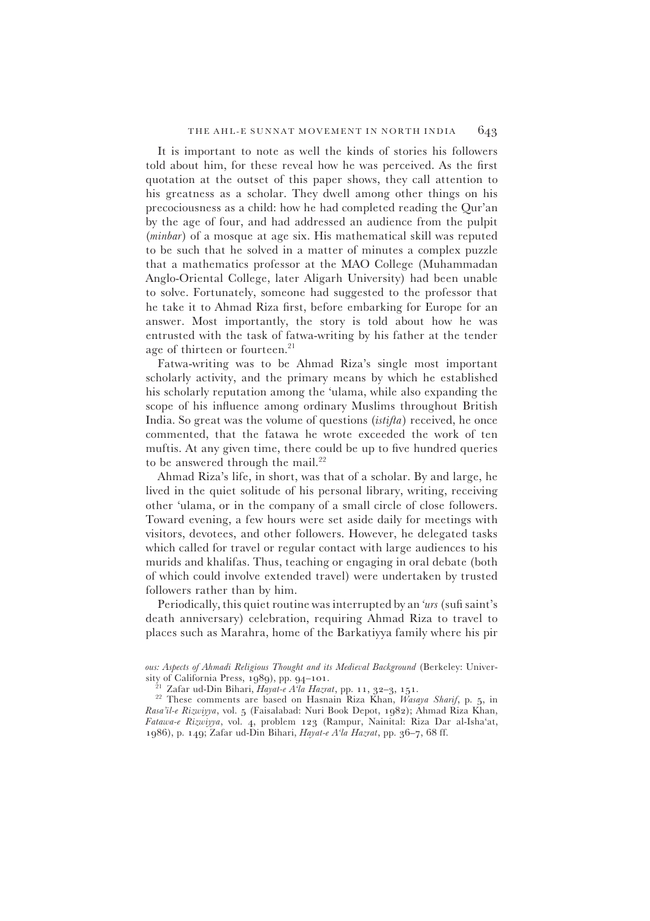It is important to note as well the kinds of stories his followers told about him, for these reveal how he was perceived. As the first quotation at the outset of this paper shows, they call attention to his greatness as a scholar. They dwell among other things on his precociousness as a child: how he had completed reading the Qur'an by the age of four, and had addressed an audience from the pulpit (*minbar*) of a mosque at age six. His mathematical skill was reputed to be such that he solved in a matter of minutes a complex puzzle that a mathematics professor at the MAO College (Muhammadan Anglo-Oriental College, later Aligarh University) had been unable to solve. Fortunately, someone had suggested to the professor that he take it to Ahmad Riza first, before embarking for Europe for an answer. Most importantly, the story is told about how he was entrusted with the task of fatwa-writing by his father at the tender age of thirteen or fourteen.[21]

Fatwa-writing was to be Ahmad Riza's single most important scholarly activity, and the primary means by which he established his scholarly reputation among the 'ulama, while also expanding the scope of his influence among ordinary Muslims throughout British India. So great was the volume of questions (*istifta*) received, he once commented, that the fatawa he wrote exceeded the work of ten muftis. At any given time, there could be up to five hundred queries to be answered through the mail.[22]

Ahmad Riza's life, in short, was that of a scholar. By and large, he lived in the quiet solitude of his personal library, writing, receiving other 'ulama, or in the company of a small circle of close followers. Toward evening, a few hours were set aside daily for meetings with visitors, devotees, and other followers. However, he delegated tasks which called for travel or regular contact with large audiences to his murids and khalifas. Thus, teaching or engaging in oral debate (both of which could involve extended travel) were undertaken by trusted followers rather than by him.

Periodically, this quiet routine was interrupted by an *'urs* (sufi saint's death anniversary) celebration, requiring Ahmad Riza to travel to places such as Marahra, home of the Barkatiyya family where his pir

*ous: Aspects of Ahmadi Religious Thought and its Medieval Background* (Berkeley: University of California Press, 1989), pp. 94–101.

[21] Zafar ud-Din Bihari, *Hayat-e A'la Hazrat*, pp. 11, 32–3, 151.

[22] These comments are based on Hasnain Riza Khan, *Wasaya Sharif*, p. 5, in *Rasa'il-e Rizwiyya*, vol. 5 (Faisalabad: Nuri Book Depot, 1982); Ahmad Riza Khan, *Fatawa-e Rizwiyya*, vol. 4, problem 123 (Rampur, Nainital: Riza Dar al-Isha'at, 1986), p. 149; Zafar ud-Din Bihari, *Hayat-e A'la Hazrat*, pp. 36–7, 68 ff.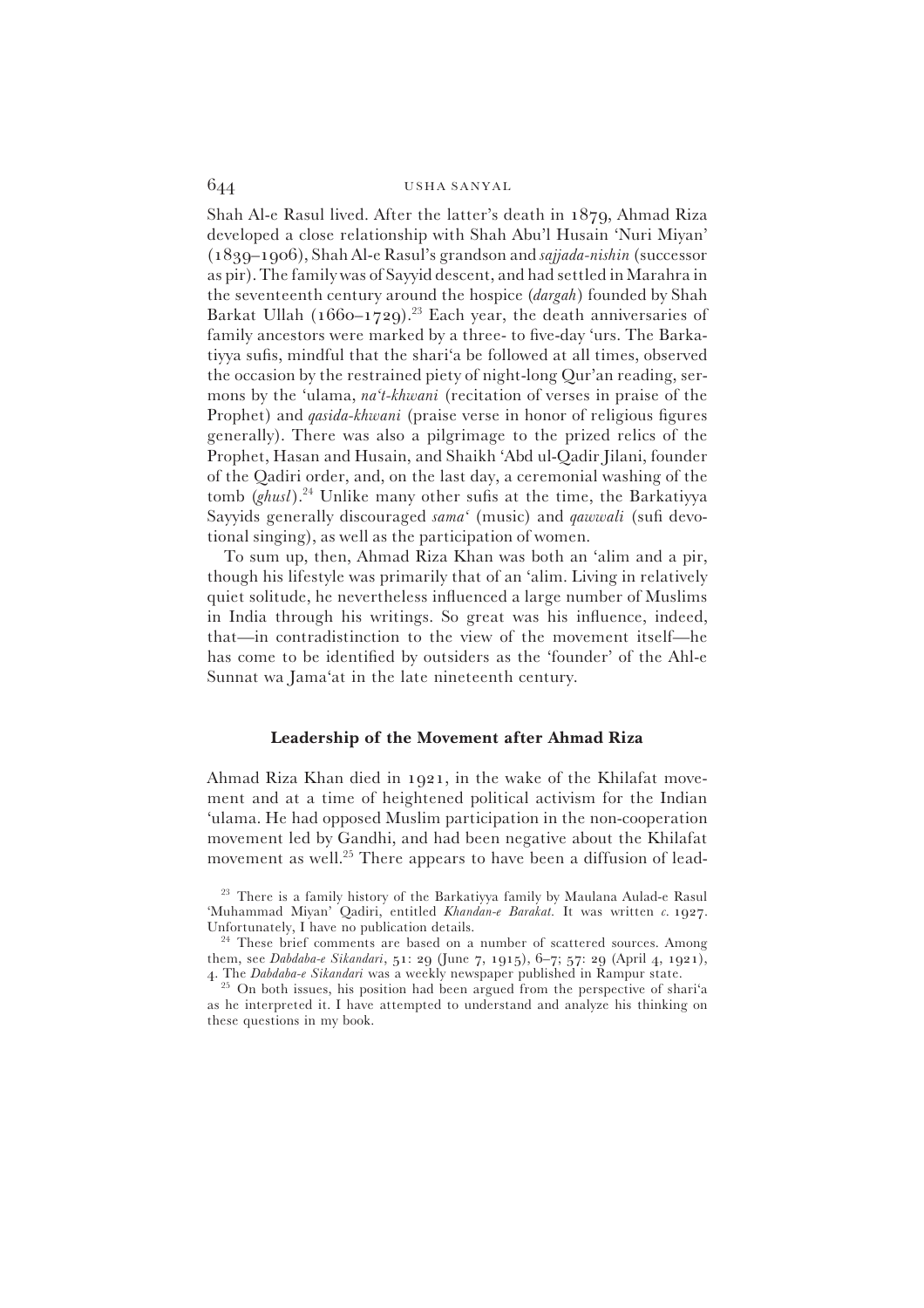Shah Al-e Rasul lived. After the latter's death in 1879, Ahmad Riza developed a close relationship with Shah Abu'l Husain 'Nuri Miyan' (1839–1906), Shah Al-e Rasul's grandson and *sajjada-nishin* (successor as pir). The family was of Sayyid descent, and had settled in Marahra in the seventeenth century around the hospice (*dargah*) founded by Shah Barkat Ullah (1660–1729).[23] Each year, the death anniversaries of family ancestors were marked by a three- to five-day 'urs. The Barkatiyya sufis, mindful that the shari'a be followed at all times, observed the occasion by the restrained piety of night-long Qur'an reading, sermons by the 'ulama, *na't-khwani* (recitation of verses in praise of the Prophet) and *qasida-khwani* (praise verse in honor of religious figures generally). There was also a pilgrimage to the prized relics of the Prophet, Hasan and Husain, and Shaikh 'Abd ul-Qadir Jilani, founder of the Qadiri order, and, on the last day, a ceremonial washing of the tomb (*ghusl*).[24] Unlike many other sufis at the time, the Barkatiyya Sayyids generally discouraged *sama'* (music) and *qawwali* (sufi devotional singing), as well as the participation of women.

To sum up, then, Ahmad Riza Khan was both an 'alim and a pir, though his lifestyle was primarily that of an 'alim. Living in relatively quiet solitude, he nevertheless influenced a large number of Muslims in India through his writings. So great was his influence, indeed, that—in contradistinction to the view of the movement itself—he has come to be identified by outsiders as the 'founder' of the Ahl-e Sunnat wa Jama'at in the late nineteenth century.

### Leadership of the Movement after Ahmad Riza

Ahmad Riza Khan died in 1921, in the wake of the Khilafat movement and at a time of heightened political activism for the Indian 'ulama. He had opposed Muslim participation in the non-cooperation movement led by Gandhi, and had been negative about the Khilafat movement as well.[25] There appears to have been a diffusion of lead-

[23] There is a family history of the Barkatiyya family by Maulana Aulad-e Rasul 'Muhammad Miyan' Qadiri, entitled *Khandan-e Barakat*. It was written *c.* 1927. Unfortunately, I have no publication details.

[24] These brief comments are based on a number of scattered sources. Among them, see *Dabdaba-e Sikandari*, 51: 29 (June 7, 1915), 6–7; 57: 29 (April 4, 1921), 4. The *Dabdaba-e Sikandari* was a weekly newspaper published in Rampur state.

[25] On both issues, his position had been argued from the perspective of shari'a as he interpreted it. I have attempted to understand and analyze his thinking on these questions in my book.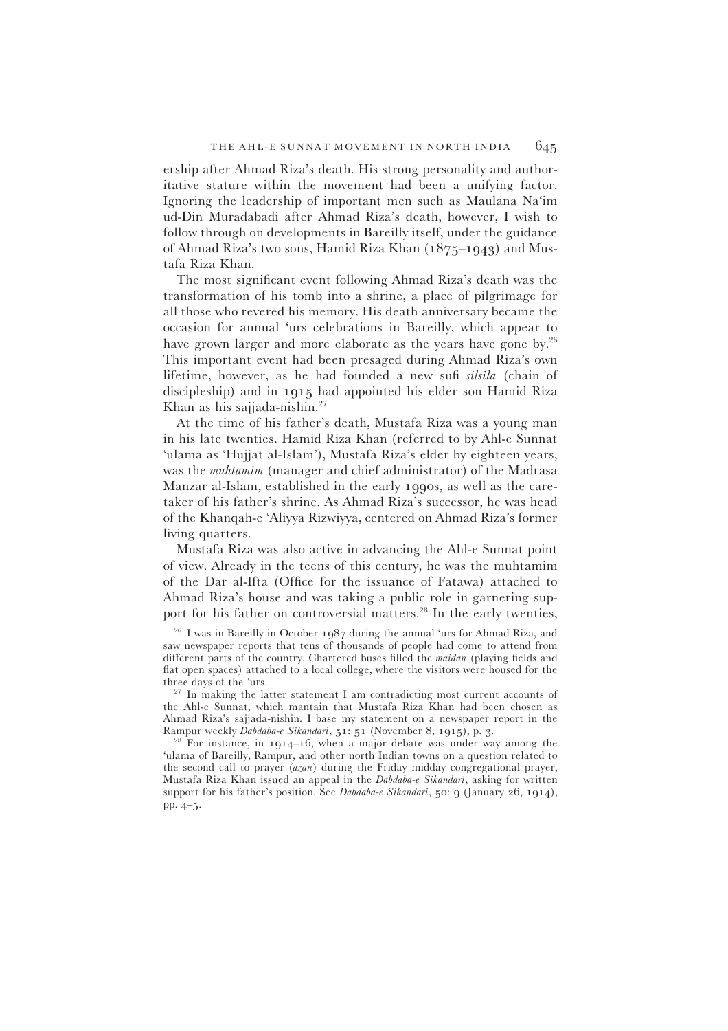ership after Ahmad Riza's death. His strong personality and authoritative stature within the movement had been a unifying factor. Ignoring the leadership of important men such as Maulana Na'im ud-Din Muradabadi after Ahmad Riza's death, however, I wish to follow through on developments in Bareilly itself, under the guidance of Ahmad Riza's two sons, Hamid Riza Khan (1875–1943) and Mustafa Riza Khan.

The most significant event following Ahmad Riza's death was the transformation of his tomb into a shrine, a place of pilgrimage for all those who revered his memory. His death anniversary became the occasion for annual 'urs celebrations in Bareilly, which appear to have grown larger and more elaborate as the years have gone by.[26] This important event had been presaged during Ahmad Riza's own lifetime, however, as he had founded a new sufi *silsila* (chain of discipleship) and in 1915 had appointed his elder son Hamid Riza Khan as his sajjada-nishin.[27]

At the time of his father's death, Mustafa Riza was a young man in his late twenties. Hamid Riza Khan (referred to by Ahl-e Sunnat 'ulama as 'Hujjat al-Islam'), Mustafa Riza's elder by eighteen years, was the *muhtamim* (manager and chief administrator) of the Madrasa Manzar al-Islam, established in the early 1990s, as well as the caretaker of his father's shrine. As Ahmad Riza's successor, he was head of the Khanqah-e 'Aliyya Rizwiyya, centered on Ahmad Riza's former living quarters.

Mustafa Riza was also active in advancing the Ahl-e Sunnat point of view. Already in the teens of this century, he was the muhtamim of the Dar al-Ifta (Office for the issuance of Fatawa) attached to Ahmad Riza's house and was taking a public role in garnering support for his father on controversial matters.[28] In the early twenties,

[26] I was in Bareilly in October 1987 during the annual 'urs for Ahmad Riza, and saw newspaper reports that tens of thousands of people had come to attend from different parts of the country. Chartered buses filled the *maidan* (playing fields and flat open spaces) attached to a local college, where the visitors were housed for the three days of the 'urs.

[27] In making the latter statement I am contradicting most current accounts of the Ahl-e Sunnat, which mantain that Mustafa Riza Khan had been chosen as Ahmad Riza's sajjada-nishin. I base my statement on a newspaper report in the Rampur weekly *Dabdaba-e Sikandari*, 51: 51 (November 8, 1915), p. 3.

[28] For instance, in 1914–16, when a major debate was under way among the 'ulama of Bareilly, Rampur, and other north Indian towns on a question related to the second call to prayer (*azan*) during the Friday midday congregational prayer, Mustafa Riza Khan issued an appeal in the *Dabdaba-e Sikandari*, asking for written support for his father's position. See *Dabdaba-e Sikandari*, 50: 9 (January 26, 1914), pp. 4–5.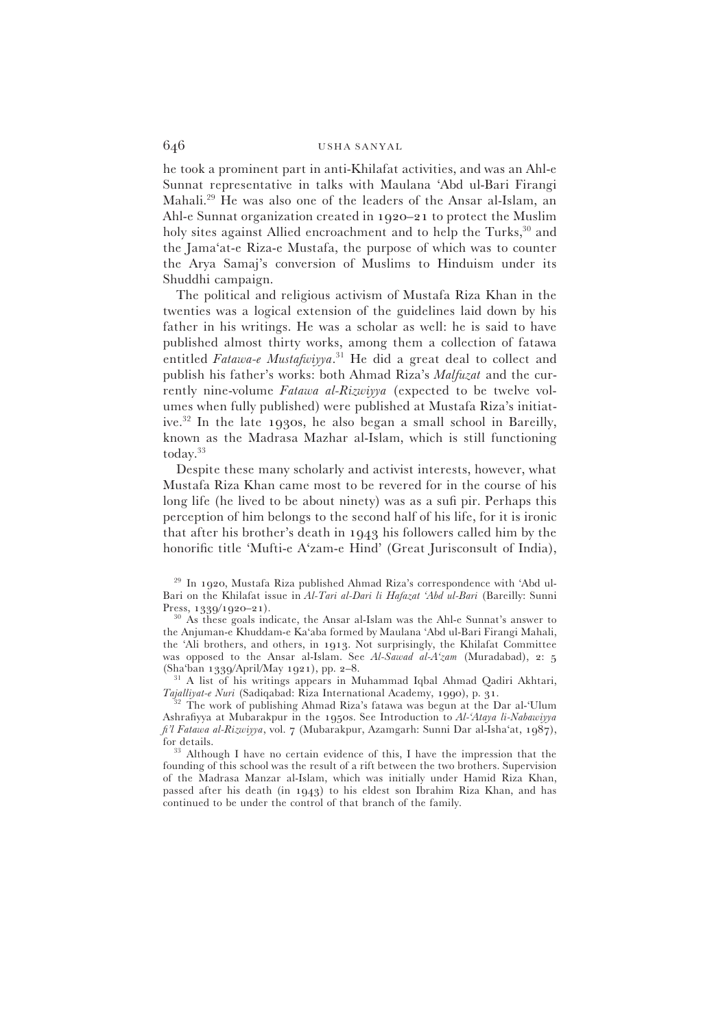he took a prominent part in anti-Khilafat activities, and was an Ahl-e Sunnat representative in talks with Maulana 'Abd ul-Bari Firangi Mahali.[29] He was also one of the leaders of the Ansar al-Islam, an Ahl-e Sunnat organization created in 1920–21 to protect the Muslim holy sites against Allied encroachment and to help the Turks,[30] and the Jama'at-e Riza-e Mustafa, the purpose of which was to counter the Arya Samaj's conversion of Muslims to Hinduism under its Shuddhi campaign.

The political and religious activism of Mustafa Riza Khan in the twenties was a logical extension of the guidelines laid down by his father in his writings. He was a scholar as well: he is said to have published almost thirty works, among them a collection of fatawa entitled *Fatawa-e Mustafwiyya*.[31] He did a great deal to collect and publish his father's works: both Ahmad Riza's *Malfuzat* and the currently nine-volume *Fatawa al-Rizwiyya* (expected to be twelve volumes when fully published) were published at Mustafa Riza's initiative.[32] In the late 1930s, he also began a small school in Bareilly, known as the Madrasa Mazhar al-Islam, which is still functioning today.[33]

Despite these many scholarly and activist interests, however, what Mustafa Riza Khan came most to be revered for in the course of his long life (he lived to be about ninety) was as a sufi pir. Perhaps this perception of him belongs to the second half of his life, for it is ironic that after his brother's death in 1943 his followers called him by the honorific title 'Mufti-e A'zam-e Hind' (Great Jurisconsult of India),

[29] In 1920, Mustafa Riza published Ahmad Riza's correspondence with 'Abd ul-Bari on the Khilafat issue in *Al-Tari al-Dari li Hafazat 'Abd ul-Bari* (Bareilly: Sunni Press, 1339/1920–21).

[30] As these goals indicate, the Ansar al-Islam was the Ahl-e Sunnat's answer to the Anjuman-e Khuddam-e Ka'aba formed by Maulana 'Abd ul-Bari Firangi Mahali, the 'Ali brothers, and others, in 1913. Not surprisingly, the Khilafat Committee was opposed to the Ansar al-Islam. See *Al-Sawad al-A'zam* (Muradabad), 2: 5 (Sha'ban 1339/April/May 1921), pp. 2–8.

[31] A list of his writings appears in Muhammad Iqbal Ahmad Qadiri Akhtari, *Tajalliyat-e Nuri* (Sadiqabad: Riza International Academy, 1990), p. 31.

[32] The work of publishing Ahmad Riza's fatawa was begun at the Dar al-'Ulum Ashrafiyya at Mubarakpur in the 1950s. See Introduction to *Al-'Ataya li-Nabawiyya fi'l Fatawa al-Rizwiyya*, vol. 7 (Mubarakpur, Azamgarh: Sunni Dar al-Isha'at, 1987), for details.

[33] Although I have no certain evidence of this, I have the impression that the founding of this school was the result of a rift between the two brothers. Supervision of the Madrasa Manzar al-Islam, which was initially under Hamid Riza Khan, passed after his death (in 1943) to his eldest son Ibrahim Riza Khan, and has continued to be under the control of that branch of the family.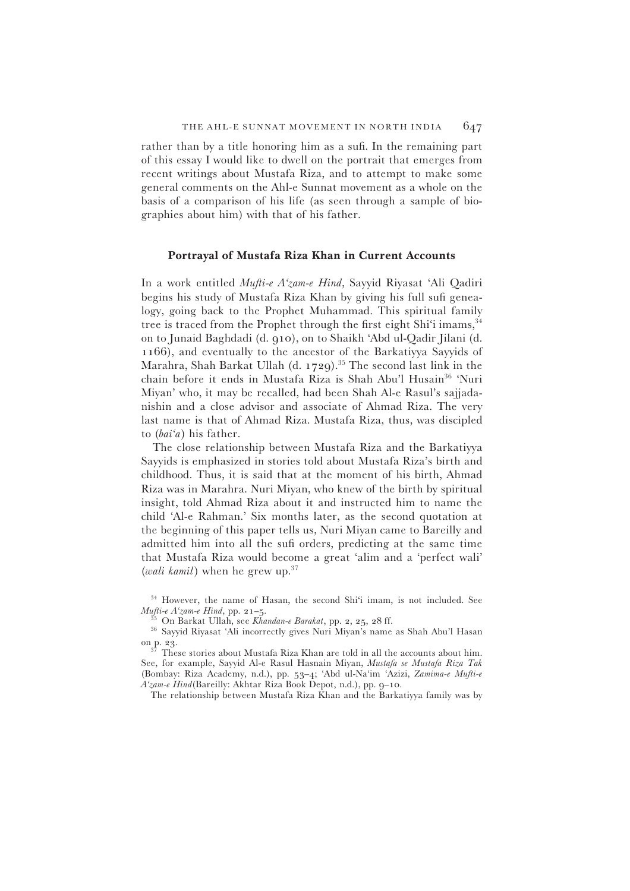rather than by a title honoring him as a sufi. In the remaining part of this essay I would like to dwell on the portrait that emerges from recent writings about Mustafa Riza, and to attempt to make some general comments on the Ahl-e Sunnat movement as a whole on the basis of a comparison of his life (as seen through a sample of biographies about him) with that of his father.

## Portrayal of Mustafa Riza Khan in Current Accounts

In a work entitled *Mufti-e A'zam-e Hind*, Sayyid Riyasat 'Ali Qadiri begins his study of Mustafa Riza Khan by giving his full sufi genealogy, going back to the Prophet Muhammad. This spiritual family tree is traced from the Prophet through the first eight Shi'i imams,[34] on to Junaid Baghdadi (d. 910), on to Shaikh 'Abd ul-Qadir Jilani (d. 1166), and eventually to the ancestor of the Barkatiyya Sayyids of Marahra, Shah Barkat Ullah (d. 1729).[35] The second last link in the chain before it ends in Mustafa Riza is Shah Abu'l Husain[36] 'Nuri Miyan' who, it may be recalled, had been Shah Al-e Rasul's sajjadanishin and a close advisor and associate of Ahmad Riza. The very last name is that of Ahmad Riza. Mustafa Riza, thus, was discipled to (*bai'a*) his father.

The close relationship between Mustafa Riza and the Barkatiyya Sayyids is emphasized in stories told about Mustafa Riza's birth and childhood. Thus, it is said that at the moment of his birth, Ahmad Riza was in Marahra. Nuri Miyan, who knew of the birth by spiritual insight, told Ahmad Riza about it and instructed him to name the child 'Al-e Rahman.' Six months later, as the second quotation at the beginning of this paper tells us, Nuri Miyan came to Bareilly and admitted him into all the sufi orders, predicting at the same time that Mustafa Riza would become a great 'alim and a 'perfect wali' (*wali kamil*) when he grew up.[37]

[34] However, the name of Hasan, the second Shi'i imam, is not included. See *Mufti-e A'zam-e Hind*, pp. 21–5.

[35] On Barkat Ullah, see *Khandan-e Barakat*, pp. 2, 25, 28 ff.

[36] Sayyid Riyasat 'Ali incorrectly gives Nuri Miyan's name as Shah Abu'l Hasan on p. 23.

[37] These stories about Mustafa Riza Khan are told in all the accounts about him. See, for example, Sayyid Al-e Rasul Hasnain Miyan, *Mustafa se Mustafa Riza Tak* (Bombay: Riza Academy, n.d.), pp. 53–4; 'Abd ul-Na'im 'Azizi, *Zamima-e Mufti-e A'zam-e Hind* (Bareilly: Akhtar Riza Book Depot, n.d.), pp. 9–10.

The relationship between Mustafa Riza Khan and the Barkatiyya family was by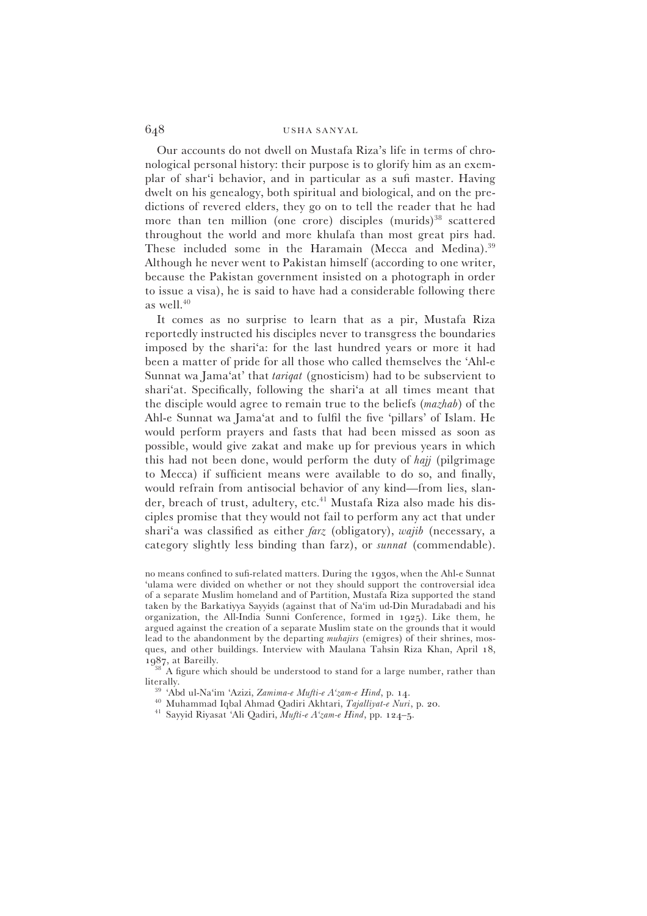Our accounts do not dwell on Mustafa Riza's life in terms of chronological personal history: their purpose is to glorify him as an exemplar of shar'i behavior, and in particular as a sufi master. Having dwelt on his genealogy, both spiritual and biological, and on the predictions of revered elders, they go on to tell the reader that he had more than ten million (one crore) disciples (murids)[38] scattered throughout the world and more khulafa than most great pirs had. These included some in the Haramain (Mecca and Medina).[39] Although he never went to Pakistan himself (according to one writer, because the Pakistan government insisted on a photograph in order to issue a visa), he is said to have had a considerable following there as well.[40]

It comes as no surprise to learn that as a pir, Mustafa Riza reportedly instructed his disciples never to transgress the boundaries imposed by the shari'a: for the last hundred years or more it had been a matter of pride for all those who called themselves the 'Ahl-e Sunnat wa Jama'at' that *tariqat* (gnosticism) had to be subservient to shari'at. Specifically, following the shari'a at all times meant that the disciple would agree to remain true to the beliefs (*mazhab*) of the Ahl-e Sunnat wa Jama'at and to fulfil the five 'pillars' of Islam. He would perform prayers and fasts that had been missed as soon as possible, would give zakat and make up for previous years in which this had not been done, would perform the duty of *hajj* (pilgrimage to Mecca) if sufficient means were available to do so, and finally, would refrain from antisocial behavior of any kind—from lies, slander, breach of trust, adultery, etc.[41] Mustafa Riza also made his disciples promise that they would not fail to perform any act that under shari'a was classified as either *farz* (obligatory), *wajib* (necessary, a category slightly less binding than farz), or *sunnat* (commendable).

no means confined to sufi-related matters. During the 1930s, when the Ahl-e Sunnat 'ulama were divided on whether or not they should support the controversial idea of a separate Muslim homeland and of Partition, Mustafa Riza supported the stand taken by the Barkatiyya Sayyids (against that of Na'im ud-Din Muradabadi and his organization, the All-India Sunni Conference, formed in 1925). Like them, he argued against the creation of a separate Muslim state on the grounds that it would lead to the abandonment by the departing *muhajirs* (emigres) of their shrines, mosques, and other buildings. Interview with Maulana Tahsin Riza Khan, April 18, 1987, at Bareilly.

[38] A figure which should be understood to stand for a large number, rather than literally.

[39] 'Abd ul-Na'im 'Azizi, *Zamima-e Mufti-e A'zam-e Hind*, p. 14.

[40] Muhammad Iqbal Ahmad Qadiri Akhtari, *Tajalliyat-e Nuri*, p. 20.

[41] Sayyid Riyasat 'Ali Qadiri, *Mufti-e A'zam-e Hind*, pp. 124–5.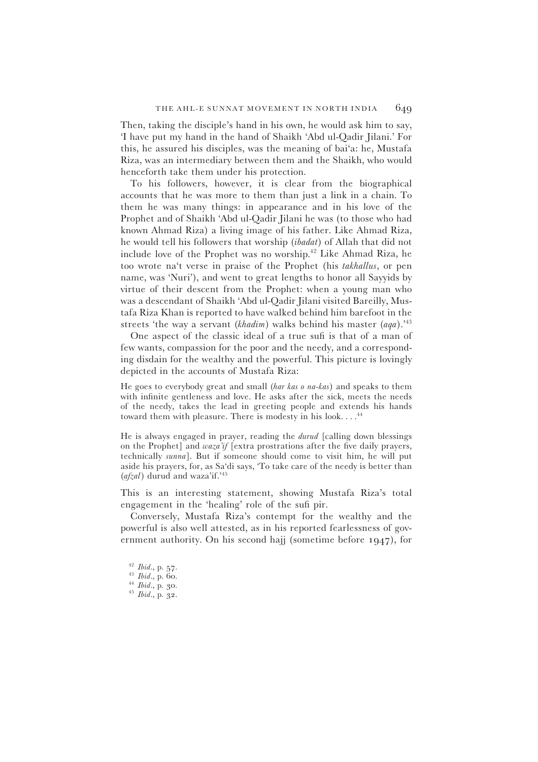Then, taking the disciple's hand in his own, he would ask him to say, 'I have put my hand in the hand of Shaikh 'Abd ul-Qadir Jilani.' For this, he assured his disciples, was the meaning of bai'a: he, Mustafa Riza, was an intermediary between them and the Shaikh, who would henceforth take them under his protection.

To his followers, however, it is clear from the biographical accounts that he was more to them than just a link in a chain. To them he was many things: in appearance and in his love of the Prophet and of Shaikh 'Abd ul-Qadir Jilani he was (to those who had known Ahmad Riza) a living image of his father. Like Ahmad Riza, he would tell his followers that worship (*ibadat*) of Allah that did not include love of the Prophet was no worship.[42] Like Ahmad Riza, he too wrote na't verse in praise of the Prophet (his *takhallus*, or pen name, was 'Nuri'), and went to great lengths to honor all Sayyids by virtue of their descent from the Prophet: when a young man who was a descendant of Shaikh 'Abd ul-Qadir Jilani visited Bareilly, Mustafa Riza Khan is reported to have walked behind him barefoot in the streets 'the way a servant (*khadim*) walks behind his master (*aqa*).'[43]

One aspect of the classic ideal of a true sufi is that of a man of few wants, compassion for the poor and the needy, and a corresponding disdain for the wealthy and the powerful. This picture is lovingly depicted in the accounts of Mustafa Riza:

> He goes to everybody great and small (*har kas o na-kas*) and speaks to them with infinite gentleness and love. He asks after the sick, meets the needs of the needy, takes the lead in greeting people and extends his hands toward them with pleasure. There is modesty in his look. . . .[44]

> He is always engaged in prayer, reading the *durud* [calling down blessings on the Prophet] and *waza'if* [extra prostrations after the five daily prayers, technically *sunna*]. But if someone should come to visit him, he will put aside his prayers, for, as Sa'di says, 'To take care of the needy is better than (*afzal*) durud and waza'if.'[45]

This is an interesting statement, showing Mustafa Riza's total engagement in the 'healing' role of the sufi pir.

Conversely, Mustafa Riza's contempt for the wealthy and the powerful is also well attested, as in his reported fearlessness of government authority. On his second hajj (sometime before 1947), for

[42] *Ibid*., p. 57.
[43] *Ibid*., p. 60.
[44] *Ibid*., p. 30.
[45] *Ibid*., p. 32.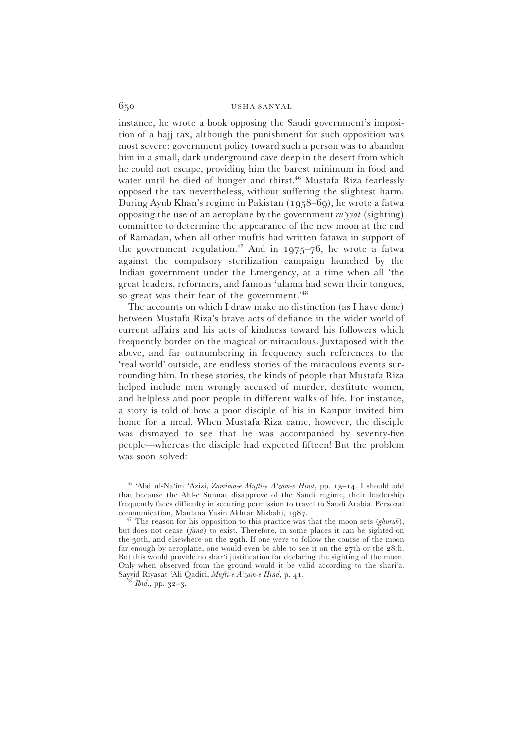instance, he wrote a book opposing the Saudi government's imposition of a hajj tax, although the punishment for such opposition was most severe: government policy toward such a person was to abandon him in a small, dark underground cave deep in the desert from which he could not escape, providing him the barest minimum in food and water until he died of hunger and thirst.[46] Mustafa Riza fearlessly opposed the tax nevertheless, without suffering the slightest harm. During Ayub Khan's regime in Pakistan (1958–69), he wrote a fatwa opposing the use of an aeroplane by the government *ru'yyat* (sighting) committee to determine the appearance of the new moon at the end of Ramadan, when all other muftis had written fatawa in support of the government regulation.[47] And in 1975–76, he wrote a fatwa against the compulsory sterilization campaign launched by the Indian government under the Emergency, at a time when all 'the great leaders, reformers, and famous 'ulama had sewn their tongues, so great was their fear of the government.'[48]

The accounts on which I draw make no distinction (as I have done) between Mustafa Riza's brave acts of defiance in the wider world of current affairs and his acts of kindness toward his followers which frequently border on the magical or miraculous. Juxtaposed with the above, and far outnumbering in frequency such references to the 'real world' outside, are endless stories of the miraculous events surrounding him. In these stories, the kinds of people that Mustafa Riza helped include men wrongly accused of murder, destitute women, and helpless and poor people in different walks of life. For instance, a story is told of how a poor disciple of his in Kanpur invited him home for a meal. When Mustafa Riza came, however, the disciple was dismayed to see that he was accompanied by seventy-five people—whereas the disciple had expected fifteen! But the problem was soon solved:

---

[46] 'Abd ul-Na'im 'Azizi, *Zamima-e Mufti-e A'zam-e Hind*, pp. 13–14. I should add that because the Ahl-e Sunnat disapprove of the Saudi regime, their leadership frequently faces difficulty in securing permission to travel to Saudi Arabia. Personal communication, Maulana Yasin Akhtar Misbahi, 1987.

[47] The reason for his opposition to this practice was that the moon sets (*ghurub*), but does not cease (*fana*) to exist. Therefore, in some places it can be sighted on the 30th, and elsewhere on the 29th. If one were to follow the course of the moon far enough by aeroplane, one would even be able to see it on the 27th or the 28th. But this would provide no shar'i justification for declaring the sighting of the moon. Only when observed from the ground would it be valid according to the shari'a. Sayyid Riyasat 'Ali Qadiri, *Mufti-e A'zam-e Hind*, p. 41.

[48] *Ibid.*, pp. 32–3.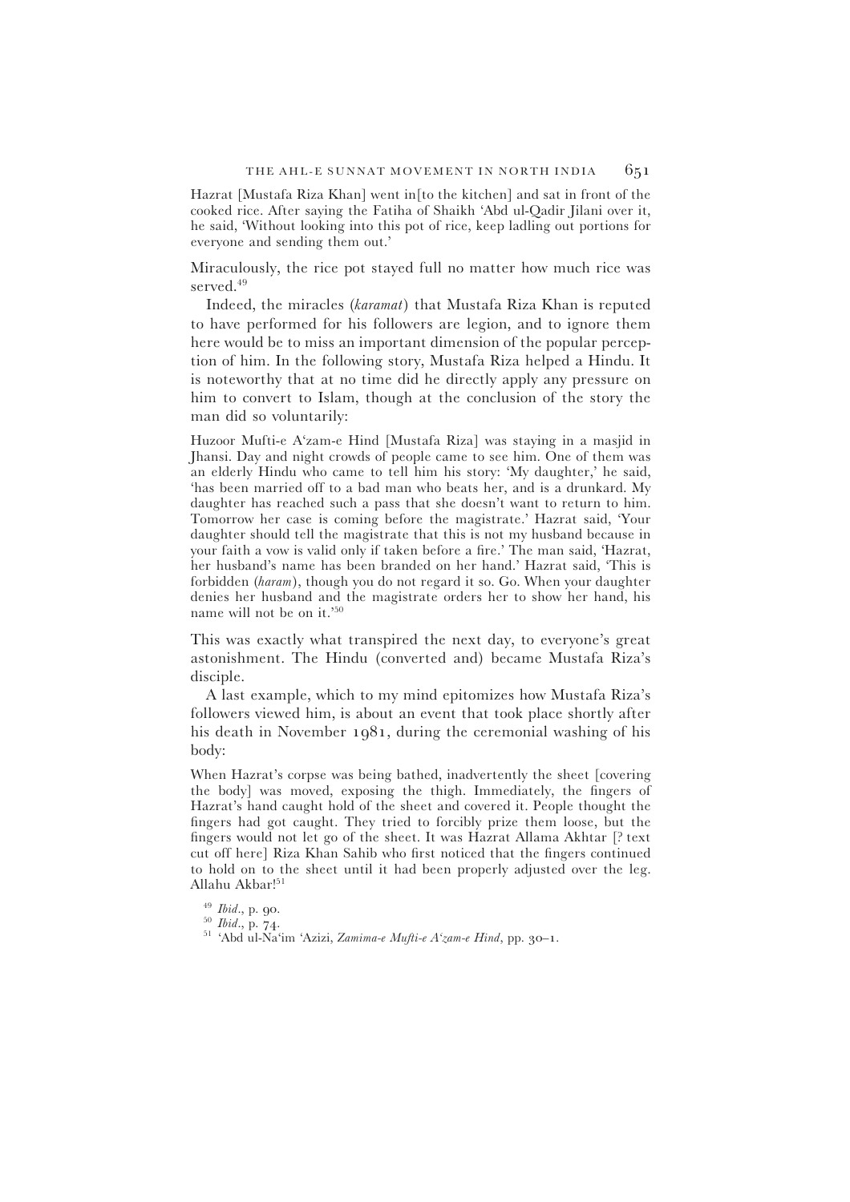Hazrat [Mustafa Riza Khan] went in[to the kitchen] and sat in front of the cooked rice. After saying the Fatiha of Shaikh 'Abd ul-Qadir Jilani over it, he said, 'Without looking into this pot of rice, keep ladling out portions for everyone and sending them out.'

Miraculously, the rice pot stayed full no matter how much rice was served.[49]

Indeed, the miracles (*karamat*) that Mustafa Riza Khan is reputed to have performed for his followers are legion, and to ignore them here would be to miss an important dimension of the popular perception of him. In the following story, Mustafa Riza helped a Hindu. It is noteworthy that at no time did he directly apply any pressure on him to convert to Islam, though at the conclusion of the story the man did so voluntarily:

> Huzoor Mufti-e A'zam-e Hind [Mustafa Riza] was staying in a masjid in Jhansi. Day and night crowds of people came to see him. One of them was an elderly Hindu who came to tell him his story: 'My daughter,' he said, 'has been married off to a bad man who beats her, and is a drunkard. My daughter has reached such a pass that she doesn't want to return to him. Tomorrow her case is coming before the magistrate.' Hazrat said, 'Your daughter should tell the magistrate that this is not my husband because in your faith a vow is valid only if taken before a fire.' The man said, 'Hazrat, her husband's name has been branded on her hand.' Hazrat said, 'This is forbidden (*haram*), though you do not regard it so. Go. When your daughter denies her husband and the magistrate orders her to show her hand, his name will not be on it.'[50]

This was exactly what transpired the next day, to everyone's great astonishment. The Hindu (converted and) became Mustafa Riza's disciple.

A last example, which to my mind epitomizes how Mustafa Riza's followers viewed him, is about an event that took place shortly after his death in November 1981, during the ceremonial washing of his body:

> When Hazrat's corpse was being bathed, inadvertently the sheet [covering the body] was moved, exposing the thigh. Immediately, the fingers of Hazrat's hand caught hold of the sheet and covered it. People thought the fingers had got caught. They tried to forcibly prize them loose, but the fingers would not let go of the sheet. It was Hazrat Allama Akhtar [? text cut off here] Riza Khan Sahib who first noticed that the fingers continued to hold on to the sheet until it had been properly adjusted over the leg. Allahu Akbar![51]

[49] *Ibid.*, p. 90.

[50] *Ibid.*, p. 74.

[51] 'Abd ul-Na'im 'Azizi, *Zamima-e Mufti-e A'zam-e Hind*, pp. 30–1.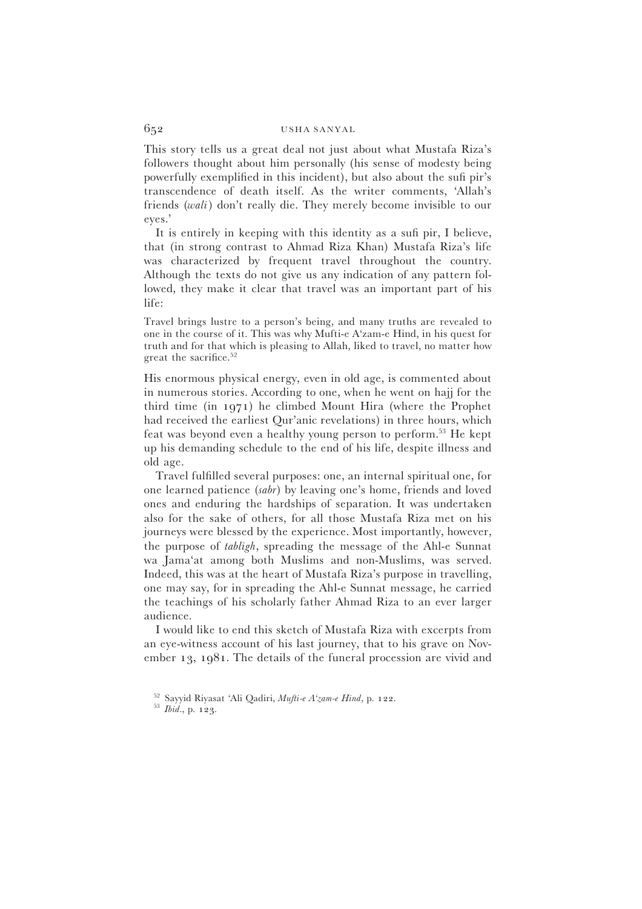This story tells us a great deal not just about what Mustafa Riza's followers thought about him personally (his sense of modesty being powerfully exemplified in this incident), but also about the sufi pir's transcendence of death itself. As the writer comments, 'Allah's friends (*wali*) don't really die. They merely become invisible to our eyes.'

It is entirely in keeping with this identity as a sufi pir, I believe, that (in strong contrast to Ahmad Riza Khan) Mustafa Riza's life was characterized by frequent travel throughout the country. Although the texts do not give us any indication of any pattern followed, they make it clear that travel was an important part of his life:

> Travel brings lustre to a person's being, and many truths are revealed to one in the course of it. This was why Mufti-e A'zam-e Hind, in his quest for truth and for that which is pleasing to Allah, liked to travel, no matter how great the sacrifice.[52]

His enormous physical energy, even in old age, is commented about in numerous stories. According to one, when he went on hajj for the third time (in 1971) he climbed Mount Hira (where the Prophet had received the earliest Qur'anic revelations) in three hours, which feat was beyond even a healthy young person to perform.[53] He kept up his demanding schedule to the end of his life, despite illness and old age.

Travel fulfilled several purposes: one, an internal spiritual one, for one learned patience (*sabr*) by leaving one's home, friends and loved ones and enduring the hardships of separation. It was undertaken also for the sake of others, for all those Mustafa Riza met on his journeys were blessed by the experience. Most importantly, however, the purpose of *tabligh*, spreading the message of the Ahl-e Sunnat wa Jama'at among both Muslims and non-Muslims, was served. Indeed, this was at the heart of Mustafa Riza's purpose in travelling, one may say, for in spreading the Ahl-e Sunnat message, he carried the teachings of his scholarly father Ahmad Riza to an ever larger audience.

I would like to end this sketch of Mustafa Riza with excerpts from an eye-witness account of his last journey, that to his grave on November 13, 1981. The details of the funeral procession are vivid and

[52] Sayyid Riyasat 'Ali Qadiri, *Mufti-e A'zam-e Hind*, p. 122.

[53] *Ibid*., p. 123.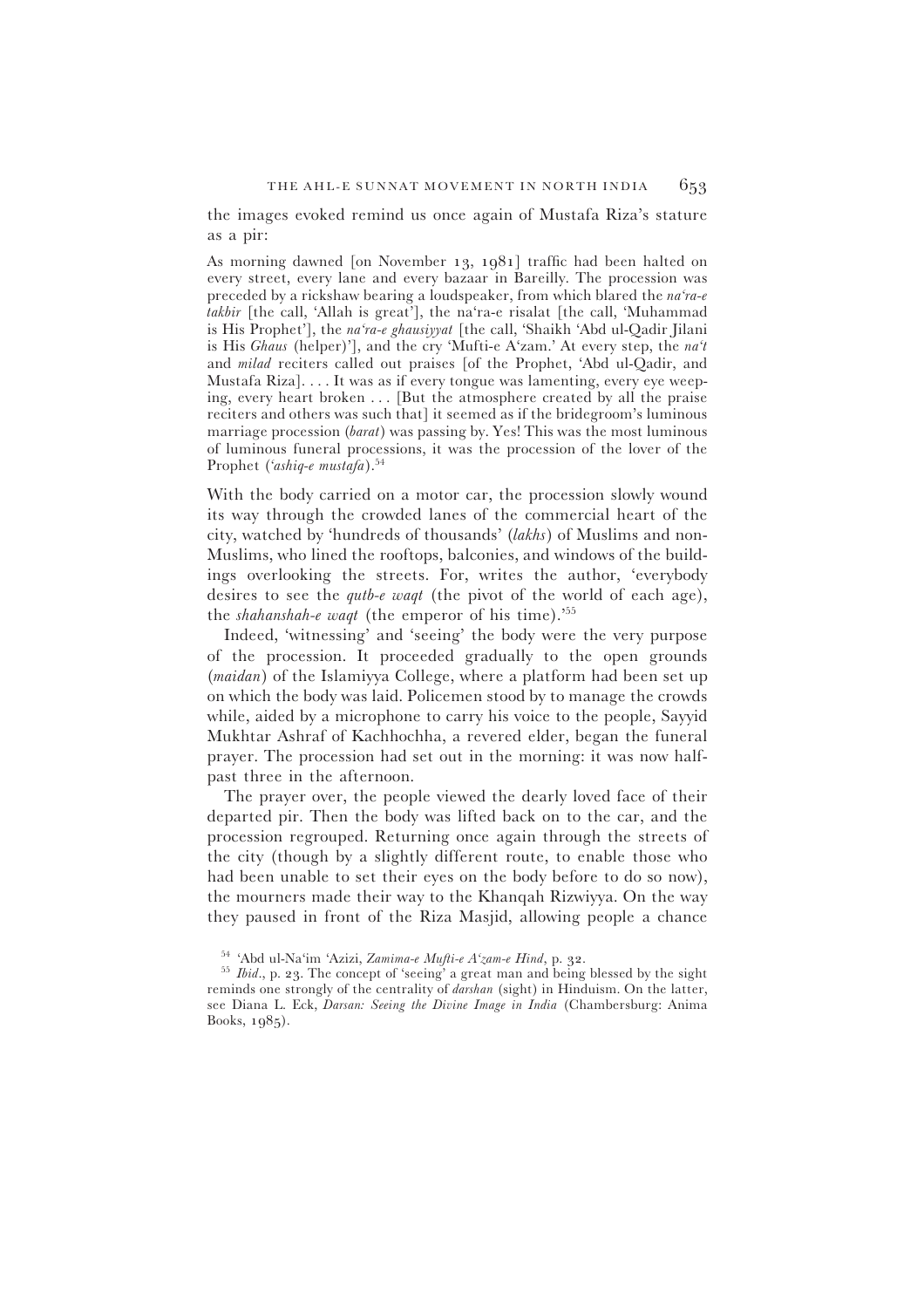the images evoked remind us once again of Mustafa Riza's stature as a pir:

> As morning dawned [on November 13, 1981] traffic had been halted on every street, every lane and every bazaar in Bareilly. The procession was preceded by a rickshaw bearing a loudspeaker, from which blared the *na'ra-e takbir* [the call, 'Allah is great'], the na'ra-e risalat [the call, 'Muhammad is His Prophet'], the *na'ra-e ghausiyyat* [the call, 'Shaikh 'Abd ul-Qadir Jilani is His *Ghaus* (helper)'], and the cry 'Mufti-e A'zam.' At every step, the *na't* and *milad* reciters called out praises [of the Prophet, 'Abd ul-Qadir, and Mustafa Riza]. . . . It was as if every tongue was lamenting, every eye weeping, every heart broken . . . [But the atmosphere created by all the praise reciters and others was such that] it seemed as if the bridegroom's luminous marriage procession (*barat*) was passing by. Yes! This was the most luminous of luminous funeral processions, it was the procession of the lover of the Prophet (*'ashiq-e mustafa*).[54]

With the body carried on a motor car, the procession slowly wound its way through the crowded lanes of the commercial heart of the city, watched by 'hundreds of thousands' (*lakhs*) of Muslims and non-Muslims, who lined the rooftops, balconies, and windows of the buildings overlooking the streets. For, writes the author, 'everybody desires to see the *qutb-e waqt* (the pivot of the world of each age), the *shahanshah-e waqt* (the emperor of his time).'[55]

Indeed, 'witnessing' and 'seeing' the body were the very purpose of the procession. It proceeded gradually to the open grounds (*maidan*) of the Islamiyya College, where a platform had been set up on which the body was laid. Policemen stood by to manage the crowds while, aided by a microphone to carry his voice to the people, Sayyid Mukhtar Ashraf of Kachhochha, a revered elder, began the funeral prayer. The procession had set out in the morning: it was now half-past three in the afternoon.

The prayer over, the people viewed the dearly loved face of their departed pir. Then the body was lifted back on to the car, and the procession regrouped. Returning once again through the streets of the city (though by a slightly different route, to enable those who had been unable to set their eyes on the body before to do so now), the mourners made their way to the Khanqah Rizwiyya. On the way they paused in front of the Riza Masjid, allowing people a chance

[54] 'Abd ul-Na'im 'Azizi, *Zamima-e Mufti-e A'zam-e Hind*, p. 32.

[55] *Ibid*., p. 23. The concept of 'seeing' a great man and being blessed by the sight reminds one strongly of the centrality of *darshan* (sight) in Hinduism. On the latter, see Diana L. Eck, *Darsan: Seeing the Divine Image in India* (Chambersburg: Anima Books, 1985).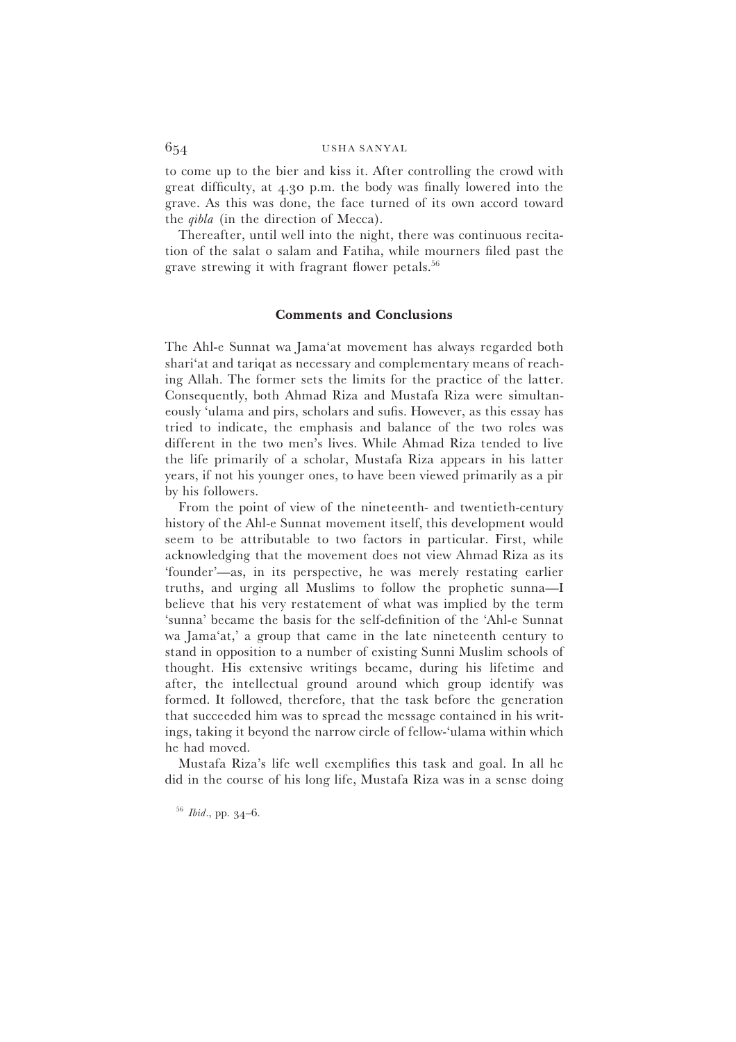to come up to the bier and kiss it. After controlling the crowd with great difficulty, at 4.30 p.m. the body was finally lowered into the grave. As this was done, the face turned of its own accord toward the *qibla* (in the direction of Mecca).

Thereafter, until well into the night, there was continuous recitation of the salat o salam and Fatiha, while mourners filed past the grave strewing it with fragrant flower petals.[56]

### Comments and Conclusions

The Ahl-e Sunnat wa Jamaʿat movement has always regarded both shariʿat and tariqat as necessary and complementary means of reaching Allah. The former sets the limits for the practice of the latter. Consequently, both Ahmad Riza and Mustafa Riza were simultaneously ʿulama and pirs, scholars and sufis. However, as this essay has tried to indicate, the emphasis and balance of the two roles was different in the two men's lives. While Ahmad Riza tended to live the life primarily of a scholar, Mustafa Riza appears in his latter years, if not his younger ones, to have been viewed primarily as a pir by his followers.

From the point of view of the nineteenth- and twentieth-century history of the Ahl-e Sunnat movement itself, this development would seem to be attributable to two factors in particular. First, while acknowledging that the movement does not view Ahmad Riza as its 'founder'—as, in its perspective, he was merely restating earlier truths, and urging all Muslims to follow the prophetic sunna—I believe that his very restatement of what was implied by the term 'sunna' became the basis for the self-definition of the 'Ahl-e Sunnat wa Jamaʿat,' a group that came in the late nineteenth century to stand in opposition to a number of existing Sunni Muslim schools of thought. His extensive writings became, during his lifetime and after, the intellectual ground around which group identify was formed. It followed, therefore, that the task before the generation that succeeded him was to spread the message contained in his writings, taking it beyond the narrow circle of fellow-ʿulama within which he had moved.

Mustafa Riza's life well exemplifies this task and goal. In all he did in the course of his long life, Mustafa Riza was in a sense doing

[56] *Ibid*., pp. 34–6.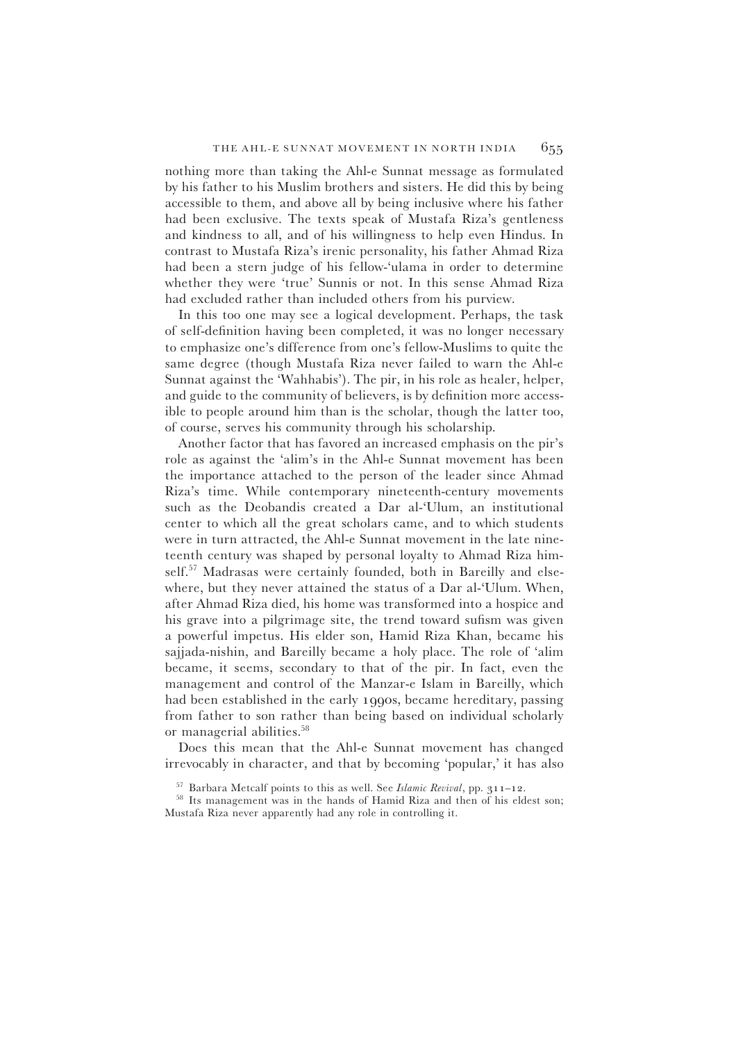nothing more than taking the Ahl-e Sunnat message as formulated by his father to his Muslim brothers and sisters. He did this by being accessible to them, and above all by being inclusive where his father had been exclusive. The texts speak of Mustafa Riza's gentleness and kindness to all, and of his willingness to help even Hindus. In contrast to Mustafa Riza's irenic personality, his father Ahmad Riza had been a stern judge of his fellow-'ulama in order to determine whether they were 'true' Sunnis or not. In this sense Ahmad Riza had excluded rather than included others from his purview.

In this too one may see a logical development. Perhaps, the task of self-definition having been completed, it was no longer necessary to emphasize one's difference from one's fellow-Muslims to quite the same degree (though Mustafa Riza never failed to warn the Ahl-e Sunnat against the 'Wahhabis'). The pir, in his role as healer, helper, and guide to the community of believers, is by definition more accessible to people around him than is the scholar, though the latter too, of course, serves his community through his scholarship.

Another factor that has favored an increased emphasis on the pir's role as against the 'alim's in the Ahl-e Sunnat movement has been the importance attached to the person of the leader since Ahmad Riza's time. While contemporary nineteenth-century movements such as the Deobandis created a Dar al-'Ulum, an institutional center to which all the great scholars came, and to which students were in turn attracted, the Ahl-e Sunnat movement in the late nineteenth century was shaped by personal loyalty to Ahmad Riza himself.[57] Madrasas were certainly founded, both in Bareilly and elsewhere, but they never attained the status of a Dar al-'Ulum. When, after Ahmad Riza died, his home was transformed into a hospice and his grave into a pilgrimage site, the trend toward sufism was given a powerful impetus. His elder son, Hamid Riza Khan, became his sajjada-nishin, and Bareilly became a holy place. The role of 'alim became, it seems, secondary to that of the pir. In fact, even the management and control of the Manzar-e Islam in Bareilly, which had been established in the early 1990s, became hereditary, passing from father to son rather than being based on individual scholarly or managerial abilities.[58]

Does this mean that the Ahl-e Sunnat movement has changed irrevocably in character, and that by becoming 'popular,' it has also

[57] Barbara Metcalf points to this as well. See *Islamic Revival*, pp. 311–12.

[58] Its management was in the hands of Hamid Riza and then of his eldest son; Mustafa Riza never apparently had any role in controlling it.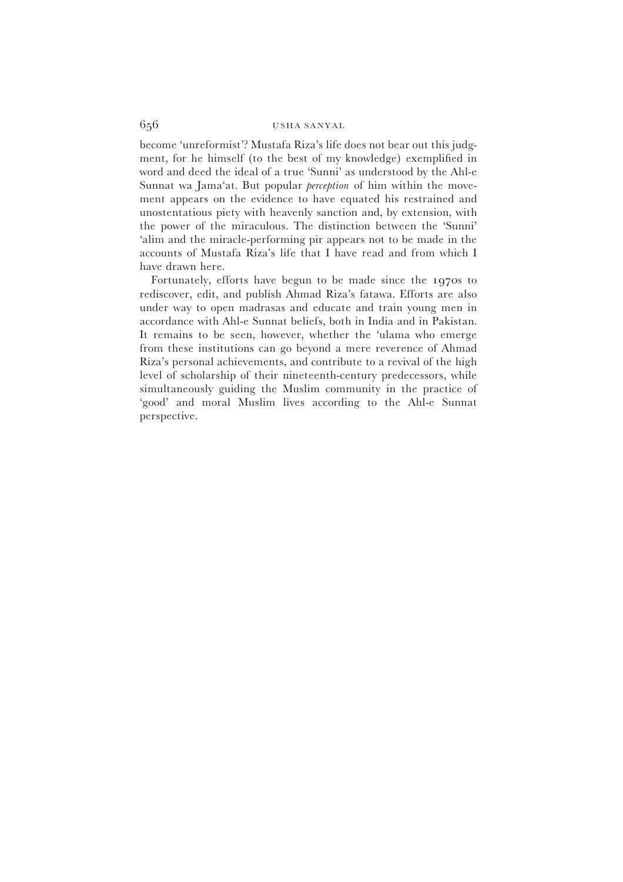become 'unreformist'? Mustafa Riza's life does not bear out this judgment, for he himself (to the best of my knowledge) exemplified in word and deed the ideal of a true 'Sunni' as understood by the Ahl-e Sunnat wa Jama'at. But popular *perception* of him within the movement appears on the evidence to have equated his restrained and unostentatious piety with heavenly sanction and, by extension, with the power of the miraculous. The distinction between the 'Sunni' 'alim and the miracle-performing pir appears not to be made in the accounts of Mustafa Riza's life that I have read and from which I have drawn here.

Fortunately, efforts have begun to be made since the 1970s to rediscover, edit, and publish Ahmad Riza's fatawa. Efforts are also under way to open madrasas and educate and train young men in accordance with Ahl-e Sunnat beliefs, both in India and in Pakistan. It remains to be seen, however, whether the 'ulama who emerge from these institutions can go beyond a mere reverence of Ahmad Riza's personal achievements, and contribute to a revival of the high level of scholarship of their nineteenth-century predecessors, while simultaneously guiding the Muslim community in the practice of 'good' and moral Muslim lives according to the Ahl-e Sunnat perspective.